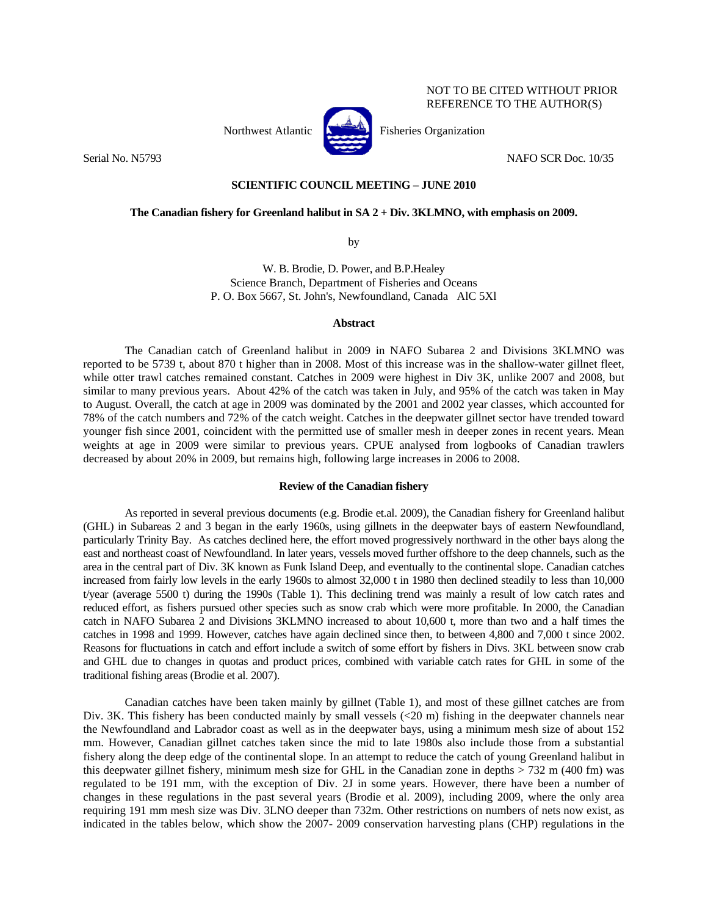NOT TO BE CITED WITHOUT PRIOR REFERENCE TO THE AUTHOR(S)

Northwest Atlantic Fisheries Organization

Serial No. N5793 NAFO SCR Doc. 10/35

**SCIENTIFIC COUNCIL MEETING – JUNE 2010**

**The Canadian fishery for Greenland halibut in SA 2 + Div. 3KLMNO, with emphasis on 2009.**

by

W. B. Brodie, D. Power, and B.P.Healey
Science Branch, Department of Fisheries and Oceans
P. O. Box 5667, St. John's, Newfoundland, Canada AlC 5Xl

## Abstract

The Canadian catch of Greenland halibut in 2009 in NAFO Subarea 2 and Divisions 3KLMNO was reported to be 5739 t, about 870 t higher than in 2008. Most of this increase was in the shallow-water gillnet fleet, while otter trawl catches remained constant. Catches in 2009 were highest in Div 3K, unlike 2007 and 2008, but similar to many previous years. About 42% of the catch was taken in July, and 95% of the catch was taken in May to August. Overall, the catch at age in 2009 was dominated by the 2001 and 2002 year classes, which accounted for 78% of the catch numbers and 72% of the catch weight. Catches in the deepwater gillnet sector have trended toward younger fish since 2001, coincident with the permitted use of smaller mesh in deeper zones in recent years. Mean weights at age in 2009 were similar to previous years. CPUE analysed from logbooks of Canadian trawlers decreased by about 20% in 2009, but remains high, following large increases in 2006 to 2008.

## Review of the Canadian fishery

As reported in several previous documents (e.g. Brodie et.al. 2009), the Canadian fishery for Greenland halibut (GHL) in Subareas 2 and 3 began in the early 1960s, using gillnets in the deepwater bays of eastern Newfoundland, particularly Trinity Bay. As catches declined here, the effort moved progressively northward in the other bays along the east and northeast coast of Newfoundland. In later years, vessels moved further offshore to the deep channels, such as the area in the central part of Div. 3K known as Funk Island Deep, and eventually to the continental slope. Canadian catches increased from fairly low levels in the early 1960s to almost 32,000 t in 1980 then declined steadily to less than 10,000 t/year (average 5500 t) during the 1990s (Table 1). This declining trend was mainly a result of low catch rates and reduced effort, as fishers pursued other species such as snow crab which were more profitable. In 2000, the Canadian catch in NAFO Subarea 2 and Divisions 3KLMNO increased to about 10,600 t, more than two and a half times the catches in 1998 and 1999. However, catches have again declined since then, to between 4,800 and 7,000 t since 2002. Reasons for fluctuations in catch and effort include a switch of some effort by fishers in Divs. 3KL between snow crab and GHL due to changes in quotas and product prices, combined with variable catch rates for GHL in some of the traditional fishing areas (Brodie et al. 2007).

Canadian catches have been taken mainly by gillnet (Table 1), and most of these gillnet catches are from Div. 3K. This fishery has been conducted mainly by small vessels (<20 m) fishing in the deepwater channels near the Newfoundland and Labrador coast as well as in the deepwater bays, using a minimum mesh size of about 152 mm. However, Canadian gillnet catches taken since the mid to late 1980s also include those from a substantial fishery along the deep edge of the continental slope. In an attempt to reduce the catch of young Greenland halibut in this deepwater gillnet fishery, minimum mesh size for GHL in the Canadian zone in depths > 732 m (400 fm) was regulated to be 191 mm, with the exception of Div. 2J in some years. However, there have been a number of changes in these regulations in the past several years (Brodie et al. 2009), including 2009, where the only area requiring 191 mm mesh size was Div. 3LNO deeper than 732m. Other restrictions on numbers of nets now exist, as indicated in the tables below, which show the 2007- 2009 conservation harvesting plans (CHP) regulations in the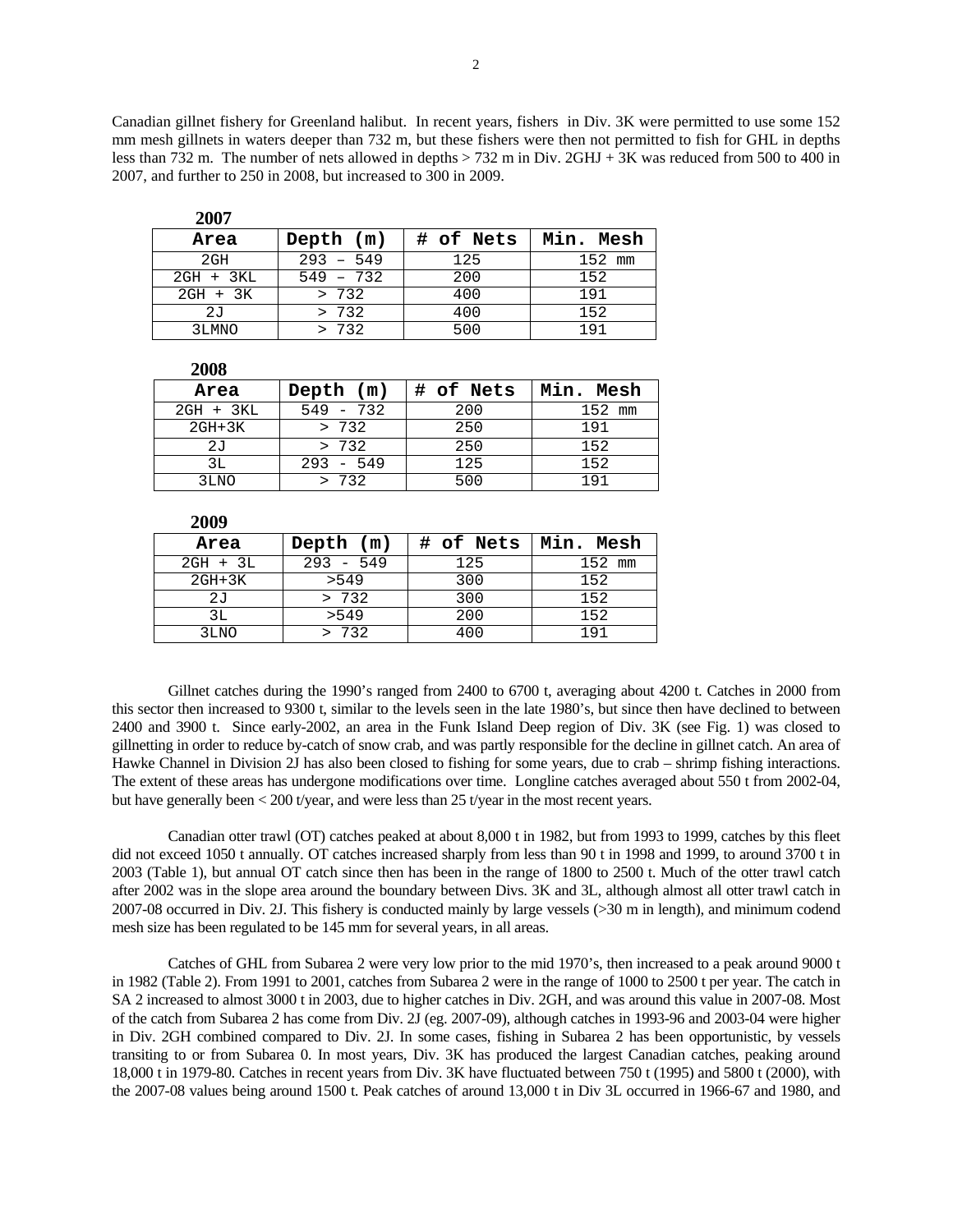Canadian gillnet fishery for Greenland halibut. In recent years, fishers in Div. 3K were permitted to use some 152 mm mesh gillnets in waters deeper than 732 m, but these fishers were then not permitted to fish for GHL in depths less than 732 m. The number of nets allowed in depths > 732 m in Div. 2GHJ + 3K was reduced from 500 to 400 in 2007, and further to 250 in 2008, but increased to 300 in 2009.

**2007**

| Area | Depth (m) | # of Nets | Min. Mesh |
|---|---|---|---|
| 2GH | 293 – 549 | 125 | 152 mm |
| 2GH + 3KL | 549 – 732 | 200 | 152 |
| 2GH + 3K | > 732 | 400 | 191 |
| 2J | > 732 | 400 | 152 |
| 3LMNO | > 732 | 500 | 191 |

**2008**

| Area | Depth (m) | # of Nets | Min. Mesh |
|---|---|---|---|
| 2GH + 3KL | 549 - 732 | 200 | 152 mm |
| 2GH+3K | > 732 | 250 | 191 |
| 2J | > 732 | 250 | 152 |
| 3L | 293 - 549 | 125 | 152 |
| 3LNO | > 732 | 500 | 191 |

**2009**

| Area | Depth (m) | # of Nets | Min. Mesh |
|---|---|---|---|
| 2GH + 3L | 293 - 549 | 125 | 152 mm |
| 2GH+3K | >549 | 300 | 152 |
| 2J | > 732 | 300 | 152 |
| 3L | >549 | 200 | 152 |
| 3LNO | > 732 | 400 | 191 |

Gillnet catches during the 1990's ranged from 2400 to 6700 t, averaging about 4200 t. Catches in 2000 from this sector then increased to 9300 t, similar to the levels seen in the late 1980's, but since then have declined to between 2400 and 3900 t. Since early-2002, an area in the Funk Island Deep region of Div. 3K (see Fig. 1) was closed to gillnetting in order to reduce by-catch of snow crab, and was partly responsible for the decline in gillnet catch. An area of Hawke Channel in Division 2J has also been closed to fishing for some years, due to crab – shrimp fishing interactions. The extent of these areas has undergone modifications over time. Longline catches averaged about 550 t from 2002-04, but have generally been < 200 t/year, and were less than 25 t/year in the most recent years.

Canadian otter trawl (OT) catches peaked at about 8,000 t in 1982, but from 1993 to 1999, catches by this fleet did not exceed 1050 t annually. OT catches increased sharply from less than 90 t in 1998 and 1999, to around 3700 t in 2003 (Table 1), but annual OT catch since then has been in the range of 1800 to 2500 t. Much of the otter trawl catch after 2002 was in the slope area around the boundary between Divs. 3K and 3L, although almost all otter trawl catch in 2007-08 occurred in Div. 2J. This fishery is conducted mainly by large vessels (>30 m in length), and minimum codend mesh size has been regulated to be 145 mm for several years, in all areas.

Catches of GHL from Subarea 2 were very low prior to the mid 1970's, then increased to a peak around 9000 t in 1982 (Table 2). From 1991 to 2001, catches from Subarea 2 were in the range of 1000 to 2500 t per year. The catch in SA 2 increased to almost 3000 t in 2003, due to higher catches in Div. 2GH, and was around this value in 2007-08. Most of the catch from Subarea 2 has come from Div. 2J (eg. 2007-09), although catches in 1993-96 and 2003-04 were higher in Div. 2GH combined compared to Div. 2J. In some cases, fishing in Subarea 2 has been opportunistic, by vessels transiting to or from Subarea 0. In most years, Div. 3K has produced the largest Canadian catches, peaking around 18,000 t in 1979-80. Catches in recent years from Div. 3K have fluctuated between 750 t (1995) and 5800 t (2000), with the 2007-08 values being around 1500 t. Peak catches of around 13,000 t in Div 3L occurred in 1966-67 and 1980, and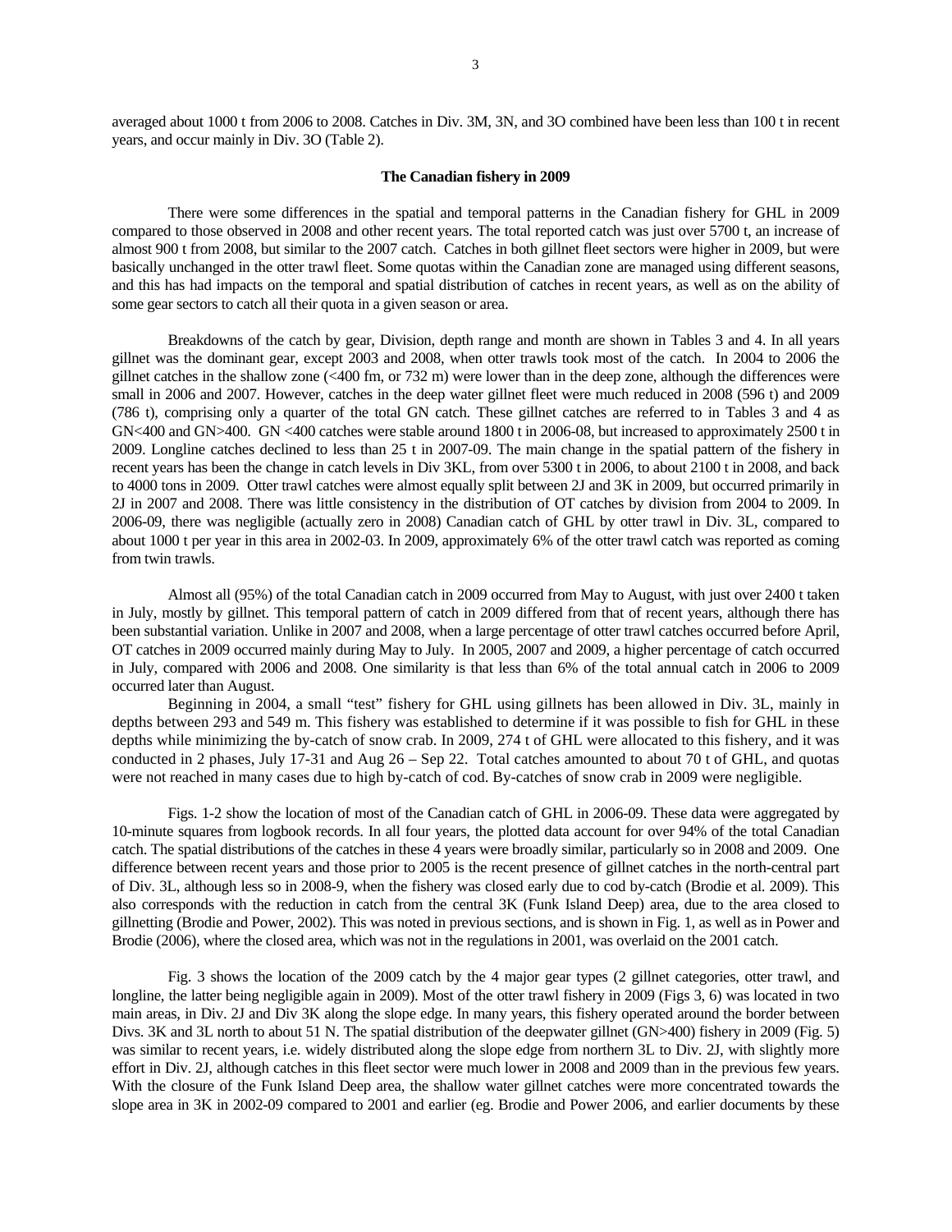averaged about 1000 t from 2006 to 2008. Catches in Div. 3M, 3N, and 3O combined have been less than 100 t in recent years, and occur mainly in Div. 3O (Table 2).

### The Canadian fishery in 2009

There were some differences in the spatial and temporal patterns in the Canadian fishery for GHL in 2009 compared to those observed in 2008 and other recent years. The total reported catch was just over 5700 t, an increase of almost 900 t from 2008, but similar to the 2007 catch. Catches in both gillnet fleet sectors were higher in 2009, but were basically unchanged in the otter trawl fleet. Some quotas within the Canadian zone are managed using different seasons, and this has had impacts on the temporal and spatial distribution of catches in recent years, as well as on the ability of some gear sectors to catch all their quota in a given season or area.

Breakdowns of the catch by gear, Division, depth range and month are shown in Tables 3 and 4. In all years gillnet was the dominant gear, except 2003 and 2008, when otter trawls took most of the catch. In 2004 to 2006 the gillnet catches in the shallow zone (<400 fm, or 732 m) were lower than in the deep zone, although the differences were small in 2006 and 2007. However, catches in the deep water gillnet fleet were much reduced in 2008 (596 t) and 2009 (786 t), comprising only a quarter of the total GN catch. These gillnet catches are referred to in Tables 3 and 4 as GN<400 and GN>400. GN <400 catches were stable around 1800 t in 2006-08, but increased to approximately 2500 t in 2009. Longline catches declined to less than 25 t in 2007-09. The main change in the spatial pattern of the fishery in recent years has been the change in catch levels in Div 3KL, from over 5300 t in 2006, to about 2100 t in 2008, and back to 4000 tons in 2009. Otter trawl catches were almost equally split between 2J and 3K in 2009, but occurred primarily in 2J in 2007 and 2008. There was little consistency in the distribution of OT catches by division from 2004 to 2009. In 2006-09, there was negligible (actually zero in 2008) Canadian catch of GHL by otter trawl in Div. 3L, compared to about 1000 t per year in this area in 2002-03. In 2009, approximately 6% of the otter trawl catch was reported as coming from twin trawls.

Almost all (95%) of the total Canadian catch in 2009 occurred from May to August, with just over 2400 t taken in July, mostly by gillnet. This temporal pattern of catch in 2009 differed from that of recent years, although there has been substantial variation. Unlike in 2007 and 2008, when a large percentage of otter trawl catches occurred before April, OT catches in 2009 occurred mainly during May to July. In 2005, 2007 and 2009, a higher percentage of catch occurred in July, compared with 2006 and 2008. One similarity is that less than 6% of the total annual catch in 2006 to 2009 occurred later than August.

Beginning in 2004, a small "test" fishery for GHL using gillnets has been allowed in Div. 3L, mainly in depths between 293 and 549 m. This fishery was established to determine if it was possible to fish for GHL in these depths while minimizing the by-catch of snow crab. In 2009, 274 t of GHL were allocated to this fishery, and it was conducted in 2 phases, July 17-31 and Aug 26 – Sep 22. Total catches amounted to about 70 t of GHL, and quotas were not reached in many cases due to high by-catch of cod. By-catches of snow crab in 2009 were negligible.

Figs. 1-2 show the location of most of the Canadian catch of GHL in 2006-09. These data were aggregated by 10-minute squares from logbook records. In all four years, the plotted data account for over 94% of the total Canadian catch. The spatial distributions of the catches in these 4 years were broadly similar, particularly so in 2008 and 2009. One difference between recent years and those prior to 2005 is the recent presence of gillnet catches in the north-central part of Div. 3L, although less so in 2008-9, when the fishery was closed early due to cod by-catch (Brodie et al. 2009). This also corresponds with the reduction in catch from the central 3K (Funk Island Deep) area, due to the area closed to gillnetting (Brodie and Power, 2002). This was noted in previous sections, and is shown in Fig. 1, as well as in Power and Brodie (2006), where the closed area, which was not in the regulations in 2001, was overlaid on the 2001 catch.

Fig. 3 shows the location of the 2009 catch by the 4 major gear types (2 gillnet categories, otter trawl, and longline, the latter being negligible again in 2009). Most of the otter trawl fishery in 2009 (Figs 3, 6) was located in two main areas, in Div. 2J and Div 3K along the slope edge. In many years, this fishery operated around the border between Divs. 3K and 3L north to about 51 N. The spatial distribution of the deepwater gillnet (GN>400) fishery in 2009 (Fig. 5) was similar to recent years, i.e. widely distributed along the slope edge from northern 3L to Div. 2J, with slightly more effort in Div. 2J, although catches in this fleet sector were much lower in 2008 and 2009 than in the previous few years. With the closure of the Funk Island Deep area, the shallow water gillnet catches were more concentrated towards the slope area in 3K in 2002-09 compared to 2001 and earlier (eg. Brodie and Power 2006, and earlier documents by these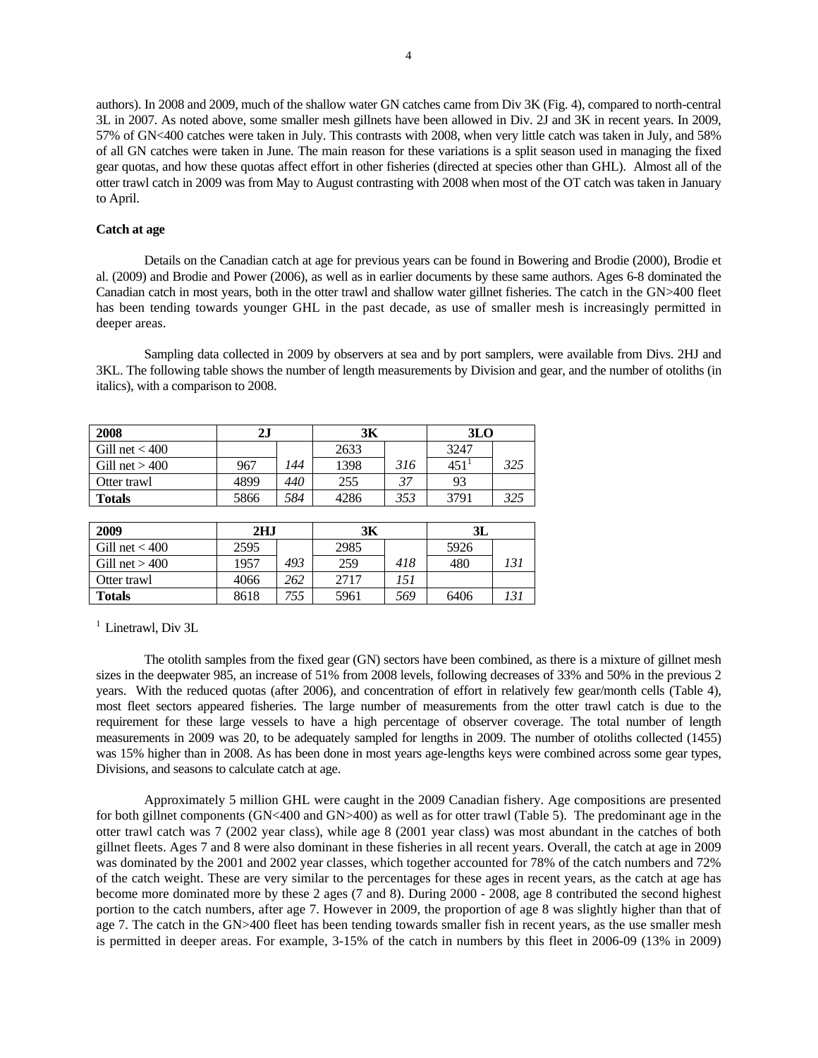authors). In 2008 and 2009, much of the shallow water GN catches came from Div 3K (Fig. 4), compared to north-central 3L in 2007. As noted above, some smaller mesh gillnets have been allowed in Div. 2J and 3K in recent years. In 2009, 57% of GN<400 catches were taken in July. This contrasts with 2008, when very little catch was taken in July, and 58% of all GN catches were taken in June. The main reason for these variations is a split season used in managing the fixed gear quotas, and how these quotas affect effort in other fisheries (directed at species other than GHL). Almost all of the otter trawl catch in 2009 was from May to August contrasting with 2008 when most of the OT catch was taken in January to April.

**Catch at age**

Details on the Canadian catch at age for previous years can be found in Bowering and Brodie (2000), Brodie et al. (2009) and Brodie and Power (2006), as well as in earlier documents by these same authors. Ages 6-8 dominated the Canadian catch in most years, both in the otter trawl and shallow water gillnet fisheries. The catch in the GN>400 fleet has been tending towards younger GHL in the past decade, as use of smaller mesh is increasingly permitted in deeper areas.

Sampling data collected in 2009 by observers at sea and by port samplers, were available from Divs. 2HJ and 3KL. The following table shows the number of length measurements by Division and gear, and the number of otoliths (in italics), with a comparison to 2008.

| **2008** | **2J** | | **3K** | | **3LO** | |
|---|---|---|---|---|---|---|
| Gill net < 400 | | | 2633 | | 3247 | |
| Gill net > 400 | 967 | *144* | 1398 | *316* | 451[1] | *325* |
| Otter trawl | 4899 | *440* | 255 | *37* | 93 | |
| **Totals** | 5866 | *584* | 4286 | *353* | 3791 | *325* |

| **2009** | **2HJ** | | **3K** | | **3L** | |
|---|---|---|---|---|---|---|
| Gill net < 400 | 2595 | | 2985 | | 5926 | |
| Gill net > 400 | 1957 | *493* | 259 | *418* | 480 | *131* |
| Otter trawl | 4066 | *262* | 2717 | *151* | | |
| **Totals** | 8618 | *755* | 5961 | *569* | 6406 | *131* |

[1] Linetrawl, Div 3L

The otolith samples from the fixed gear (GN) sectors have been combined, as there is a mixture of gillnet mesh sizes in the deepwater 985, an increase of 51% from 2008 levels, following decreases of 33% and 50% in the previous 2 years. With the reduced quotas (after 2006), and concentration of effort in relatively few gear/month cells (Table 4), most fleet sectors appeared fisheries. The large number of measurements from the otter trawl catch is due to the requirement for these large vessels to have a high percentage of observer coverage. The total number of length measurements in 2009 was 20, to be adequately sampled for lengths in 2009. The number of otoliths collected (1455) was 15% higher than in 2008. As has been done in most years age-lengths keys were combined across some gear types, Divisions, and seasons to calculate catch at age.

Approximately 5 million GHL were caught in the 2009 Canadian fishery. Age compositions are presented for both gillnet components (GN<400 and GN>400) as well as for otter trawl (Table 5). The predominant age in the otter trawl catch was 7 (2002 year class), while age 8 (2001 year class) was most abundant in the catches of both gillnet fleets. Ages 7 and 8 were also dominant in these fisheries in all recent years. Overall, the catch at age in 2009 was dominated by the 2001 and 2002 year classes, which together accounted for 78% of the catch numbers and 72% of the catch weight. These are very similar to the percentages for these ages in recent years, as the catch at age has become more dominated more by these 2 ages (7 and 8). During 2000 - 2008, age 8 contributed the second highest portion to the catch numbers, after age 7. However in 2009, the proportion of age 8 was slightly higher than that of age 7. The catch in the GN>400 fleet has been tending towards smaller fish in recent years, as the use smaller mesh is permitted in deeper areas. For example, 3-15% of the catch in numbers by this fleet in 2006-09 (13% in 2009)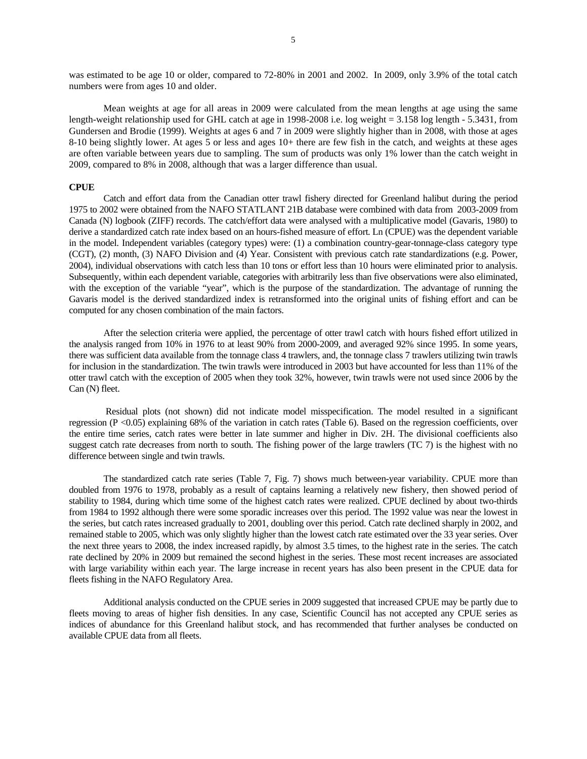was estimated to be age 10 or older, compared to 72-80% in 2001 and 2002. In 2009, only 3.9% of the total catch numbers were from ages 10 and older.

Mean weights at age for all areas in 2009 were calculated from the mean lengths at age using the same length-weight relationship used for GHL catch at age in 1998-2008 i.e. log weight = 3.158 log length - 5.3431, from Gundersen and Brodie (1999). Weights at ages 6 and 7 in 2009 were slightly higher than in 2008, with those at ages 8-10 being slightly lower. At ages 5 or less and ages 10+ there are few fish in the catch, and weights at these ages are often variable between years due to sampling. The sum of products was only 1% lower than the catch weight in 2009, compared to 8% in 2008, although that was a larger difference than usual.

**CPUE**

Catch and effort data from the Canadian otter trawl fishery directed for Greenland halibut during the period 1975 to 2002 were obtained from the NAFO STATLANT 21B database were combined with data from 2003-2009 from Canada (N) logbook (ZIFF) records. The catch/effort data were analysed with a multiplicative model (Gavaris, 1980) to derive a standardized catch rate index based on an hours-fished measure of effort. Ln (CPUE) was the dependent variable in the model. Independent variables (category types) were: (1) a combination country-gear-tonnage-class category type (CGT), (2) month, (3) NAFO Division and (4) Year. Consistent with previous catch rate standardizations (e.g. Power, 2004), individual observations with catch less than 10 tons or effort less than 10 hours were eliminated prior to analysis. Subsequently, within each dependent variable, categories with arbitrarily less than five observations were also eliminated, with the exception of the variable "year", which is the purpose of the standardization. The advantage of running the Gavaris model is the derived standardized index is retransformed into the original units of fishing effort and can be computed for any chosen combination of the main factors.

After the selection criteria were applied, the percentage of otter trawl catch with hours fished effort utilized in the analysis ranged from 10% in 1976 to at least 90% from 2000-2009, and averaged 92% since 1995. In some years, there was sufficient data available from the tonnage class 4 trawlers, and, the tonnage class 7 trawlers utilizing twin trawls for inclusion in the standardization. The twin trawls were introduced in 2003 but have accounted for less than 11% of the otter trawl catch with the exception of 2005 when they took 32%, however, twin trawls were not used since 2006 by the Can (N) fleet.

Residual plots (not shown) did not indicate model misspecification. The model resulted in a significant regression ($P < 0.05$) explaining 68% of the variation in catch rates (Table 6). Based on the regression coefficients, over the entire time series, catch rates were better in late summer and higher in Div. 2H. The divisional coefficients also suggest catch rate decreases from north to south. The fishing power of the large trawlers (TC 7) is the highest with no difference between single and twin trawls.

The standardized catch rate series (Table 7, Fig. 7) shows much between-year variability. CPUE more than doubled from 1976 to 1978, probably as a result of captains learning a relatively new fishery, then showed period of stability to 1984, during which time some of the highest catch rates were realized. CPUE declined by about two-thirds from 1984 to 1992 although there were some sporadic increases over this period. The 1992 value was near the lowest in the series, but catch rates increased gradually to 2001, doubling over this period. Catch rate declined sharply in 2002, and remained stable to 2005, which was only slightly higher than the lowest catch rate estimated over the 33 year series. Over the next three years to 2008, the index increased rapidly, by almost 3.5 times, to the highest rate in the series. The catch rate declined by 20% in 2009 but remained the second highest in the series. These most recent increases are associated with large variability within each year. The large increase in recent years has also been present in the CPUE data for fleets fishing in the NAFO Regulatory Area.

Additional analysis conducted on the CPUE series in 2009 suggested that increased CPUE may be partly due to fleets moving to areas of higher fish densities. In any case, Scientific Council has not accepted any CPUE series as indices of abundance for this Greenland halibut stock, and has recommended that further analyses be conducted on available CPUE data from all fleets.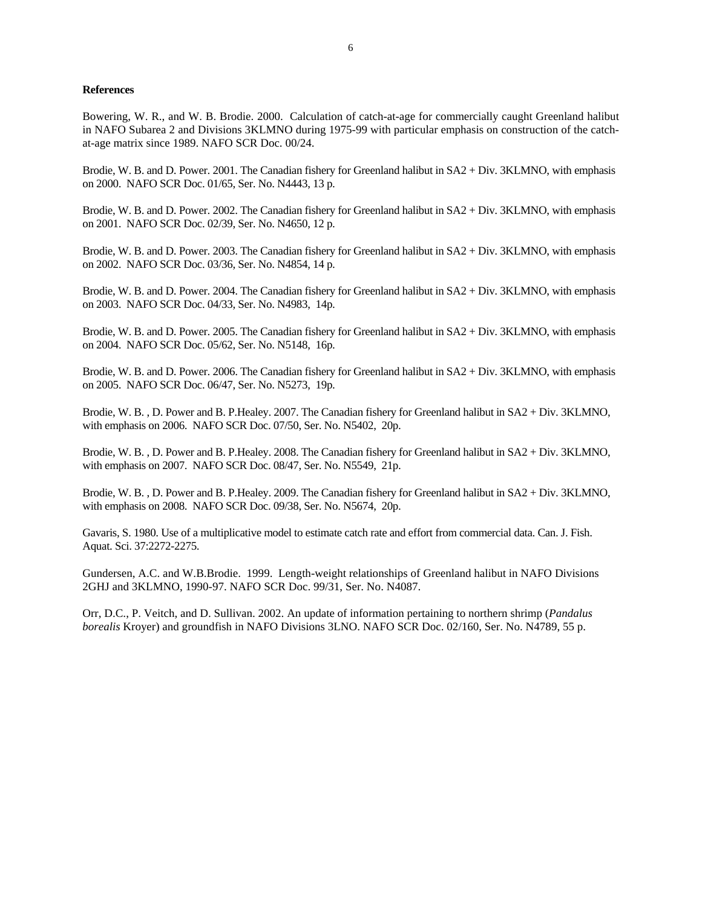**References**

Bowering, W. R., and W. B. Brodie. 2000. Calculation of catch-at-age for commercially caught Greenland halibut in NAFO Subarea 2 and Divisions 3KLMNO during 1975-99 with particular emphasis on construction of the catch-at-age matrix since 1989. NAFO SCR Doc. 00/24.

Brodie, W. B. and D. Power. 2001. The Canadian fishery for Greenland halibut in SA2 + Div. 3KLMNO, with emphasis on 2000. NAFO SCR Doc. 01/65, Ser. No. N4443, 13 p.

Brodie, W. B. and D. Power. 2002. The Canadian fishery for Greenland halibut in SA2 + Div. 3KLMNO, with emphasis on 2001. NAFO SCR Doc. 02/39, Ser. No. N4650, 12 p.

Brodie, W. B. and D. Power. 2003. The Canadian fishery for Greenland halibut in SA2 + Div. 3KLMNO, with emphasis on 2002. NAFO SCR Doc. 03/36, Ser. No. N4854, 14 p.

Brodie, W. B. and D. Power. 2004. The Canadian fishery for Greenland halibut in SA2 + Div. 3KLMNO, with emphasis on 2003. NAFO SCR Doc. 04/33, Ser. No. N4983, 14p.

Brodie, W. B. and D. Power. 2005. The Canadian fishery for Greenland halibut in SA2 + Div. 3KLMNO, with emphasis on 2004. NAFO SCR Doc. 05/62, Ser. No. N5148, 16p.

Brodie, W. B. and D. Power. 2006. The Canadian fishery for Greenland halibut in SA2 + Div. 3KLMNO, with emphasis on 2005. NAFO SCR Doc. 06/47, Ser. No. N5273, 19p.

Brodie, W. B. , D. Power and B. P.Healey. 2007. The Canadian fishery for Greenland halibut in SA2 + Div. 3KLMNO, with emphasis on 2006. NAFO SCR Doc. 07/50, Ser. No. N5402, 20p.

Brodie, W. B. , D. Power and B. P.Healey. 2008. The Canadian fishery for Greenland halibut in SA2 + Div. 3KLMNO, with emphasis on 2007. NAFO SCR Doc. 08/47, Ser. No. N5549, 21p.

Brodie, W. B. , D. Power and B. P.Healey. 2009. The Canadian fishery for Greenland halibut in SA2 + Div. 3KLMNO, with emphasis on 2008. NAFO SCR Doc. 09/38, Ser. No. N5674, 20p.

Gavaris, S. 1980. Use of a multiplicative model to estimate catch rate and effort from commercial data. Can. J. Fish. Aquat. Sci. 37:2272-2275.

Gundersen, A.C. and W.B.Brodie. 1999. Length-weight relationships of Greenland halibut in NAFO Divisions 2GHJ and 3KLMNO, 1990-97. NAFO SCR Doc. 99/31, Ser. No. N4087.

Orr, D.C., P. Veitch, and D. Sullivan. 2002. An update of information pertaining to northern shrimp (*Pandalus borealis* Kroyer) and groundfish in NAFO Divisions 3LNO. NAFO SCR Doc. 02/160, Ser. No. N4789, 55 p.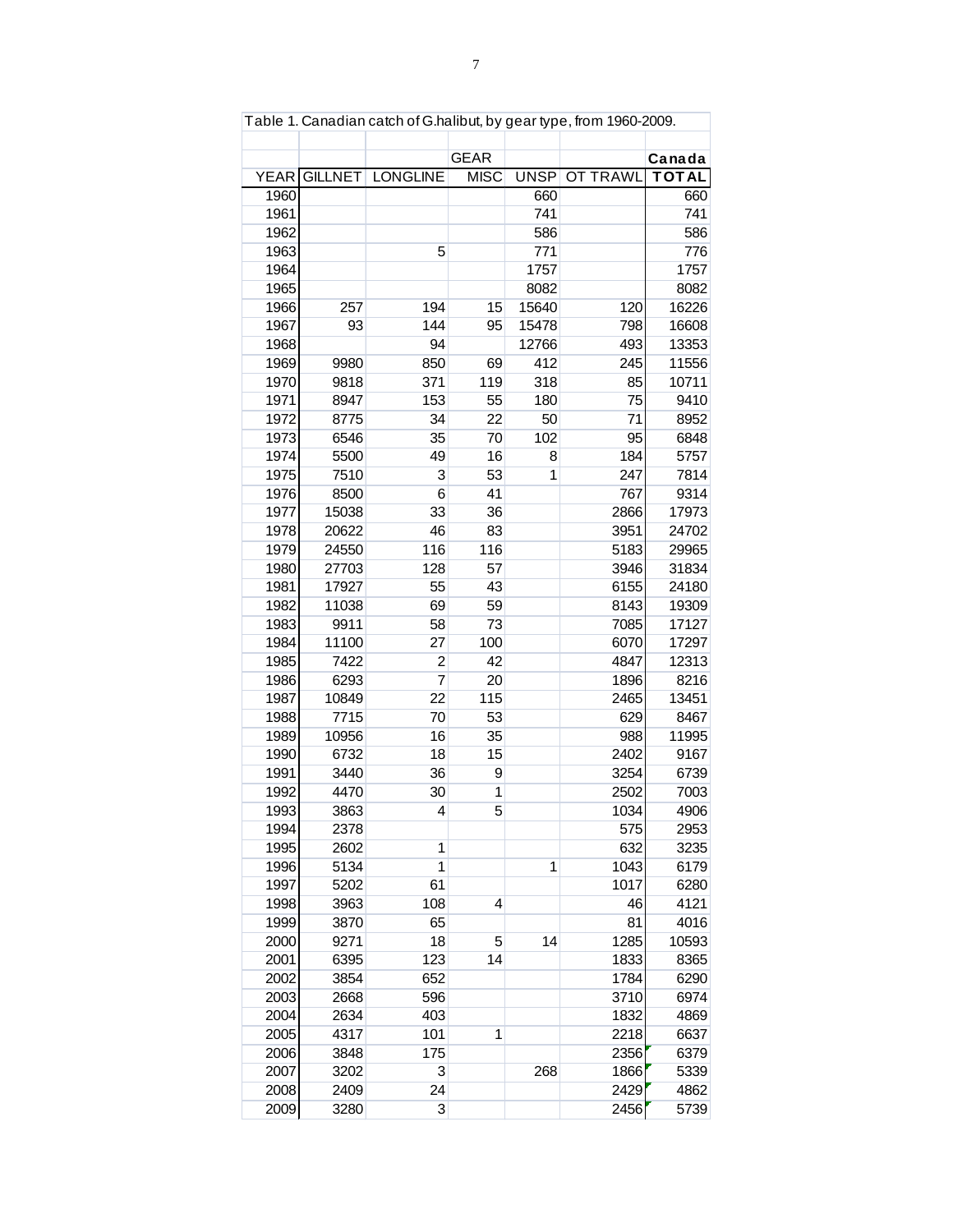Table 1. Canadian catch of G.halibut, by gear type, from 1960-2009.

| | | | GEAR | | | Canada |
|---|---|---|---|---|---|---|
| YEAR | GILLNET | LONGLINE | MISC | UNSP | OT TRAWL | **TOTAL** |
| 1960 | | | | 660 | | 660 |
| 1961 | | | | 741 | | 741 |
| 1962 | | | | 586 | | 586 |
| 1963 | | 5 | | 771 | | 776 |
| 1964 | | | | 1757 | | 1757 |
| 1965 | | | | 8082 | | 8082 |
| 1966 | 257 | 194 | 15 | 15640 | 120 | 16226 |
| 1967 | 93 | 144 | 95 | 15478 | 798 | 16608 |
| 1968 | | 94 | | 12766 | 493 | 13353 |
| 1969 | 9980 | 850 | 69 | 412 | 245 | 11556 |
| 1970 | 9818 | 371 | 119 | 318 | 85 | 10711 |
| 1971 | 8947 | 153 | 55 | 180 | 75 | 9410 |
| 1972 | 8775 | 34 | 22 | 50 | 71 | 8952 |
| 1973 | 6546 | 35 | 70 | 102 | 95 | 6848 |
| 1974 | 5500 | 49 | 16 | 8 | 184 | 5757 |
| 1975 | 7510 | 3 | 53 | 1 | 247 | 7814 |
| 1976 | 8500 | 6 | 41 | | 767 | 9314 |
| 1977 | 15038 | 33 | 36 | | 2866 | 17973 |
| 1978 | 20622 | 46 | 83 | | 3951 | 24702 |
| 1979 | 24550 | 116 | 116 | | 5183 | 29965 |
| 1980 | 27703 | 128 | 57 | | 3946 | 31834 |
| 1981 | 17927 | 55 | 43 | | 6155 | 24180 |
| 1982 | 11038 | 69 | 59 | | 8143 | 19309 |
| 1983 | 9911 | 58 | 73 | | 7085 | 17127 |
| 1984 | 11100 | 27 | 100 | | 6070 | 17297 |
| 1985 | 7422 | 2 | 42 | | 4847 | 12313 |
| 1986 | 6293 | 7 | 20 | | 1896 | 8216 |
| 1987 | 10849 | 22 | 115 | | 2465 | 13451 |
| 1988 | 7715 | 70 | 53 | | 629 | 8467 |
| 1989 | 10956 | 16 | 35 | | 988 | 11995 |
| 1990 | 6732 | 18 | 15 | | 2402 | 9167 |
| 1991 | 3440 | 36 | 9 | | 3254 | 6739 |
| 1992 | 4470 | 30 | 1 | | 2502 | 7003 |
| 1993 | 3863 | 4 | 5 | | 1034 | 4906 |
| 1994 | 2378 | | | | 575 | 2953 |
| 1995 | 2602 | 1 | | | 632 | 3235 |
| 1996 | 5134 | 1 | | 1 | 1043 | 6179 |
| 1997 | 5202 | 61 | | | 1017 | 6280 |
| 1998 | 3963 | 108 | 4 | | 46 | 4121 |
| 1999 | 3870 | 65 | | | 81 | 4016 |
| 2000 | 9271 | 18 | 5 | 14 | 1285 | 10593 |
| 2001 | 6395 | 123 | 14 | | 1833 | 8365 |
| 2002 | 3854 | 652 | | | 1784 | 6290 |
| 2003 | 2668 | 596 | | | 3710 | 6974 |
| 2004 | 2634 | 403 | | | 1832 | 4869 |
| 2005 | 4317 | 101 | 1 | | 2218 | 6637 |
| 2006 | 3848 | 175 | | | 2356 | 6379 |
| 2007 | 3202 | 3 | | 268 | 1866 | 5339 |
| 2008 | 2409 | 24 | | | 2429 | 4862 |
| 2009 | 3280 | 3 | | | 2456 | 5739 |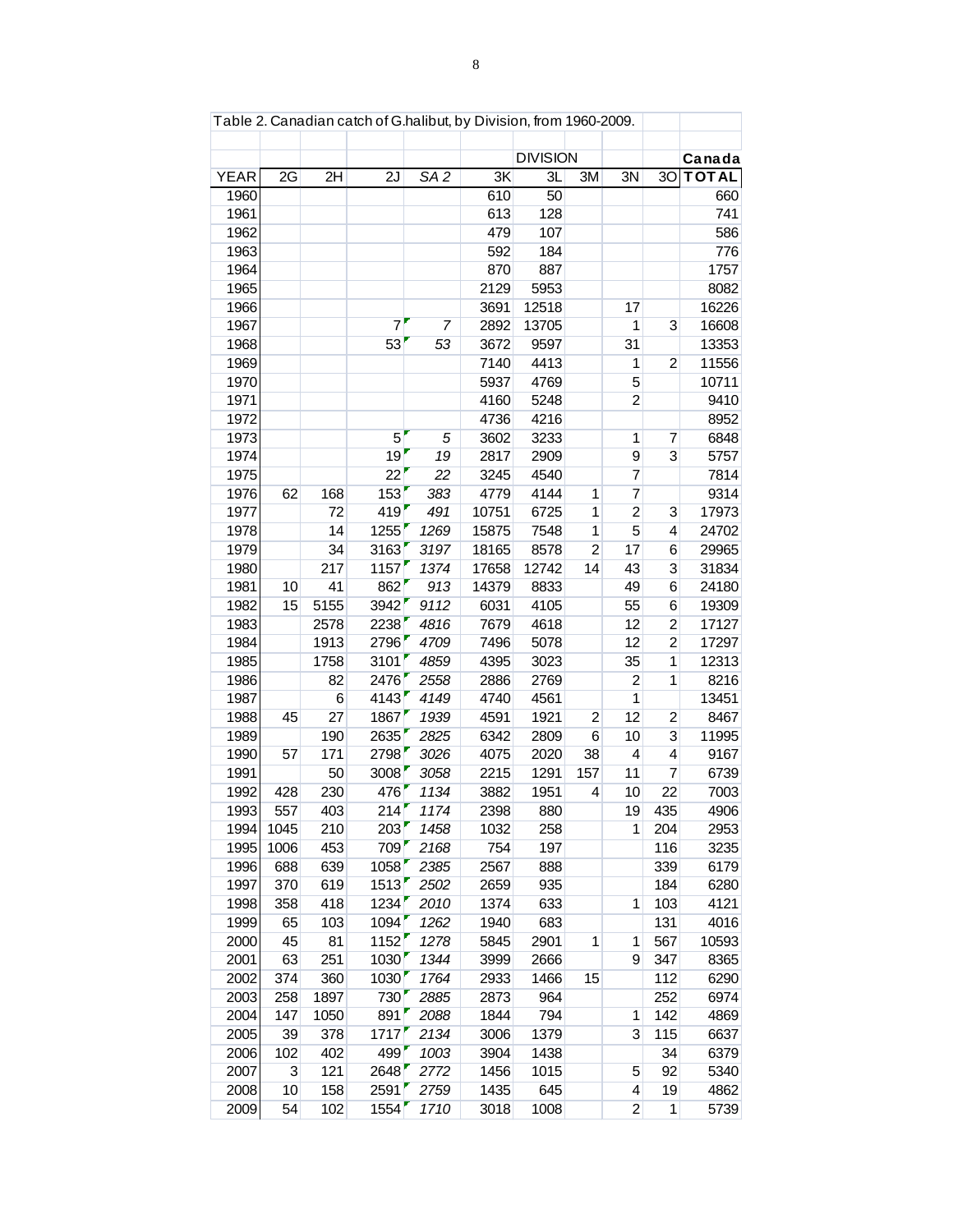Table 2. Canadian catch of G.halibut, by Division, from 1960-2009.

| | | | | | | DIVISION | | | | Canada |
|---|---|---|---|---|---|---|---|---|---|---|
| YEAR | 2G | 2H | 2J | *SA 2* | 3K | 3L | 3M | 3N | 3O | **TOTAL** |
| 1960 | | | | | 610 | 50 | | | | 660 |
| 1961 | | | | | 613 | 128 | | | | 741 |
| 1962 | | | | | 479 | 107 | | | | 586 |
| 1963 | | | | | 592 | 184 | | | | 776 |
| 1964 | | | | | 870 | 887 | | | | 1757 |
| 1965 | | | | | 2129 | 5953 | | | | 8082 |
| 1966 | | | | | 3691 | 12518 | | 17 | | 16226 |
| 1967 | | | 7 | *7* | 2892 | 13705 | | 1 | 3 | 16608 |
| 1968 | | | 53 | *53* | 3672 | 9597 | | 31 | | 13353 |
| 1969 | | | | | 7140 | 4413 | | 1 | 2 | 11556 |
| 1970 | | | | | 5937 | 4769 | | 5 | | 10711 |
| 1971 | | | | | 4160 | 5248 | | 2 | | 9410 |
| 1972 | | | | | 4736 | 4216 | | | | 8952 |
| 1973 | | | 5 | *5* | 3602 | 3233 | | 1 | 7 | 6848 |
| 1974 | | | 19 | *19* | 2817 | 2909 | | 9 | 3 | 5757 |
| 1975 | | | 22 | *22* | 3245 | 4540 | | 7 | | 7814 |
| 1976 | 62 | 168 | 153 | *383* | 4779 | 4144 | 1 | 7 | | 9314 |
| 1977 | | 72 | 419 | *491* | 10751 | 6725 | 1 | 2 | 3 | 17973 |
| 1978 | | 14 | 1255 | *1269* | 15875 | 7548 | 1 | 5 | 4 | 24702 |
| 1979 | | 34 | 3163 | *3197* | 18165 | 8578 | 2 | 17 | 6 | 29965 |
| 1980 | | 217 | 1157 | *1374* | 17658 | 12742 | 14 | 43 | 3 | 31834 |
| 1981 | 10 | 41 | 862 | *913* | 14379 | 8833 | | 49 | 6 | 24180 |
| 1982 | 15 | 5155 | 3942 | *9112* | 6031 | 4105 | | 55 | 6 | 19309 |
| 1983 | | 2578 | 2238 | *4816* | 7679 | 4618 | | 12 | 2 | 17127 |
| 1984 | | 1913 | 2796 | *4709* | 7496 | 5078 | | 12 | 2 | 17297 |
| 1985 | | 1758 | 3101 | *4859* | 4395 | 3023 | | 35 | 1 | 12313 |
| 1986 | | 82 | 2476 | *2558* | 2886 | 2769 | | 2 | 1 | 8216 |
| 1987 | | 6 | 4143 | *4149* | 4740 | 4561 | | 1 | | 13451 |
| 1988 | 45 | 27 | 1867 | *1939* | 4591 | 1921 | 2 | 12 | 2 | 8467 |
| 1989 | | 190 | 2635 | *2825* | 6342 | 2809 | 6 | 10 | 3 | 11995 |
| 1990 | 57 | 171 | 2798 | *3026* | 4075 | 2020 | 38 | 4 | 4 | 9167 |
| 1991 | | 50 | 3008 | *3058* | 2215 | 1291 | 157 | 11 | 7 | 6739 |
| 1992 | 428 | 230 | 476 | *1134* | 3882 | 1951 | 4 | 10 | 22 | 7003 |
| 1993 | 557 | 403 | 214 | *1174* | 2398 | 880 | | 19 | 435 | 4906 |
| 1994 | 1045 | 210 | 203 | *1458* | 1032 | 258 | | 1 | 204 | 2953 |
| 1995 | 1006 | 453 | 709 | *2168* | 754 | 197 | | | 116 | 3235 |
| 1996 | 688 | 639 | 1058 | *2385* | 2567 | 888 | | | 339 | 6179 |
| 1997 | 370 | 619 | 1513 | *2502* | 2659 | 935 | | | 184 | 6280 |
| 1998 | 358 | 418 | 1234 | *2010* | 1374 | 633 | | 1 | 103 | 4121 |
| 1999 | 65 | 103 | 1094 | *1262* | 1940 | 683 | | | 131 | 4016 |
| 2000 | 45 | 81 | 1152 | *1278* | 5845 | 2901 | 1 | 1 | 567 | 10593 |
| 2001 | 63 | 251 | 1030 | *1344* | 3999 | 2666 | | 9 | 347 | 8365 |
| 2002 | 374 | 360 | 1030 | *1764* | 2933 | 1466 | 15 | | 112 | 6290 |
| 2003 | 258 | 1897 | 730 | *2885* | 2873 | 964 | | | 252 | 6974 |
| 2004 | 147 | 1050 | 891 | *2088* | 1844 | 794 | | 1 | 142 | 4869 |
| 2005 | 39 | 378 | 1717 | *2134* | 3006 | 1379 | | 3 | 115 | 6637 |
| 2006 | 102 | 402 | 499 | *1003* | 3904 | 1438 | | | 34 | 6379 |
| 2007 | 3 | 121 | 2648 | *2772* | 1456 | 1015 | | 5 | 92 | 5340 |
| 2008 | 10 | 158 | 2591 | *2759* | 1435 | 645 | | 4 | 19 | 4862 |
| 2009 | 54 | 102 | 1554 | *1710* | 3018 | 1008 | | 2 | 1 | 5739 |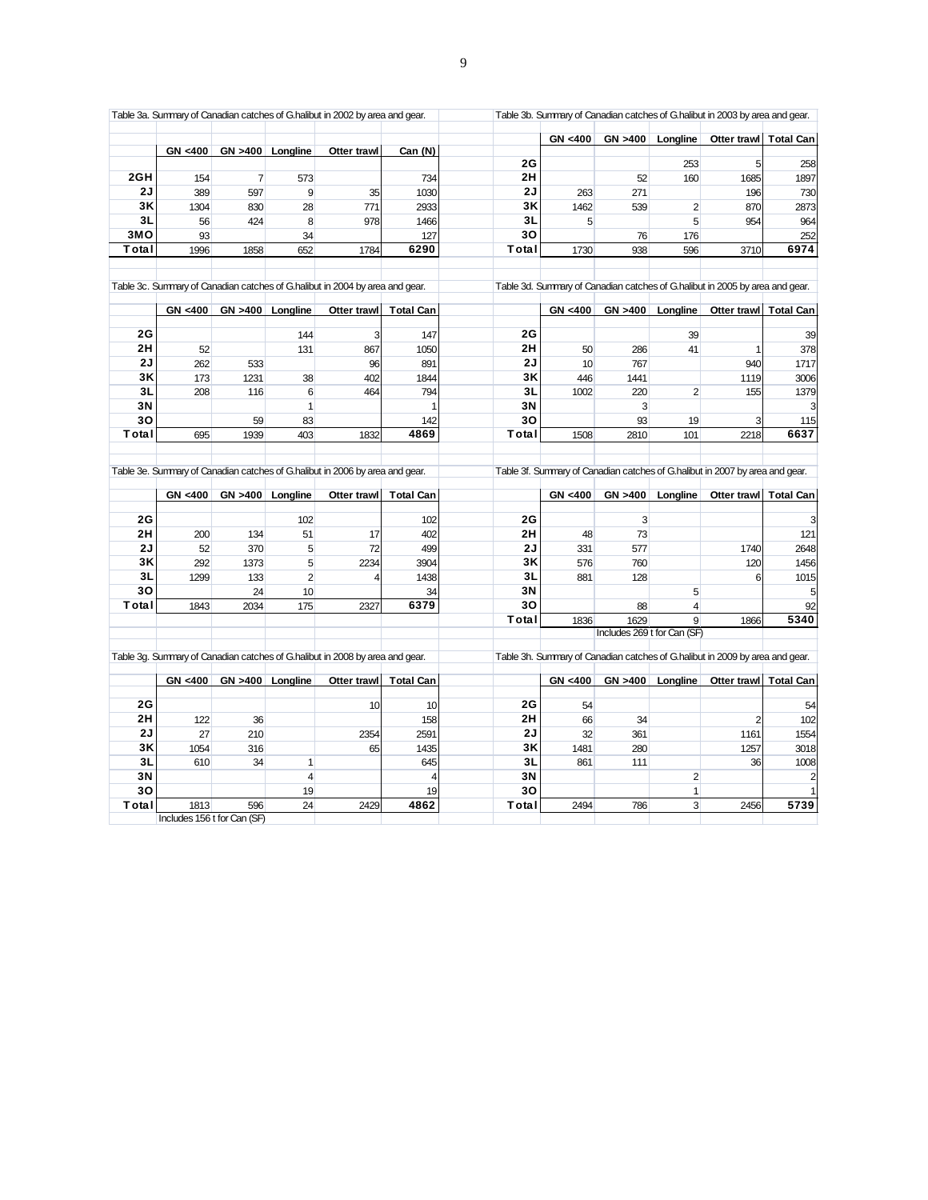Table 3a. Summary of Canadian catches of G.halibut in 2002 by area and gear.

| | GN <400 | GN >400 | Longline | Otter trawl | Can (N) |
|---|---|---|---|---|---|
| 2GH | 154 | 7 | 573 | | 734 |
| 2J | 389 | 597 | 9 | 35 | 1030 |
| 3K | 1304 | 830 | 28 | 771 | 2933 |
| 3L | 56 | 424 | 8 | 978 | 1466 |
| 3MO | 93 | | 34 | | 127 |
| **Total** | 1996 | 1858 | 652 | 1784 | **6290** |

Table 3b. Summary of Canadian catches of G.halibut in 2003 by area and gear.

| | GN <400 | GN >400 | Longline | Otter trawl | Total Can |
|---|---|---|---|---|---|
| 2G | | | 253 | 5 | 258 |
| 2H | | 52 | 160 | 1685 | 1897 |
| 2J | 263 | 271 | | 196 | 730 |
| 3K | 1462 | 539 | 2 | 870 | 2873 |
| 3L | 5 | | 5 | 954 | 964 |
| 3O | | 76 | 176 | | 252 |
| **Total** | 1730 | 938 | 596 | 3710 | **6974** |

Table 3c. Summary of Canadian catches of G.halibut in 2004 by area and gear.

| | GN <400 | GN >400 | Longline | Otter trawl | Total Can |
|---|---|---|---|---|---|
| 2G | | | 144 | 3 | 147 |
| 2H | 52 | | 131 | 867 | 1050 |
| 2J | 262 | 533 | | 96 | 891 |
| 3K | 173 | 1231 | 38 | 402 | 1844 |
| 3L | 208 | 116 | 6 | 464 | 794 |
| 3N | | | 1 | | 1 |
| 3O | | 59 | 83 | | 142 |
| **Total** | 695 | 1939 | 403 | 1832 | **4869** |

Table 3d. Summary of Canadian catches of G.halibut in 2005 by area and gear.

| | GN <400 | GN >400 | Longline | Otter trawl | Total Can |
|---|---|---|---|---|---|
| 2G | | | 39 | | 39 |
| 2H | 50 | 286 | 41 | 1 | 378 |
| 2J | 10 | 767 | | 940 | 1717 |
| 3K | 446 | 1441 | | 1119 | 3006 |
| 3L | 1002 | 220 | 2 | 155 | 1379 |
| 3N | | 3 | | | 3 |
| 3O | | 93 | 19 | 3 | 115 |
| **Total** | 1508 | 2810 | 101 | 2218 | **6637** |

Table 3e. Summary of Canadian catches of G.halibut in 2006 by area and gear.

| | GN <400 | GN >400 | Longline | Otter trawl | Total Can |
|---|---|---|---|---|---|
| 2G | | | 102 | | 102 |
| 2H | 200 | 134 | 51 | 17 | 402 |
| 2J | 52 | 370 | 5 | 72 | 499 |
| 3K | 292 | 1373 | 5 | 2234 | 3904 |
| 3L | 1299 | 133 | 2 | 4 | 1438 |
| 3O | | 24 | 10 | | 34 |
| **Total** | 1843 | 2034 | 175 | 2327 | **6379** |

Table 3f. Summary of Canadian catches of G.halibut in 2007 by area and gear.

| | GN <400 | GN >400 | Longline | Otter trawl | Total Can |
|---|---|---|---|---|---|
| 2G | | 3 | | | 3 |
| 2H | 48 | 73 | | | 121 |
| 2J | 331 | 577 | | 1740 | 2648 |
| 3K | 576 | 760 | | 120 | 1456 |
| 3L | 881 | 128 | | 6 | 1015 |
| 3N | | | 5 | | 5 |
| 3O | | 88 | 4 | | 92 |
| **Total** | 1836 | 1629 | 9 | 1866 | **5340** |

Includes 269 t for Can (SF)

Table 3g. Summary of Canadian catches of G.halibut in 2008 by area and gear.

| | GN <400 | GN >400 | Longline | Otter trawl | Total Can |
|---|---|---|---|---|---|
| 2G | | | | 10 | 10 |
| 2H | 122 | 36 | | | 158 |
| 2J | 27 | 210 | | 2354 | 2591 |
| 3K | 1054 | 316 | | 65 | 1435 |
| 3L | 610 | 34 | 1 | | 645 |
| 3N | | | 4 | | 4 |
| 3O | | | 19 | | 19 |
| **Total** | 1813 | 596 | 24 | 2429 | **4862** |

Includes 156 t for Can (SF)

Table 3h. Summary of Canadian catches of G.halibut in 2009 by area and gear.

| | GN <400 | GN >400 | Longline | Otter trawl | Total Can |
|---|---|---|---|---|---|
| 2G | 54 | | | | 54 |
| 2H | 66 | 34 | | 2 | 102 |
| 2J | 32 | 361 | | 1161 | 1554 |
| 3K | 1481 | 280 | | 1257 | 3018 |
| 3L | 861 | 111 | | 36 | 1008 |
| 3N | | | 2 | | 2 |
| 3O | | | 1 | | 1 |
| **Total** | 2494 | 786 | 3 | 2456 | **5739** |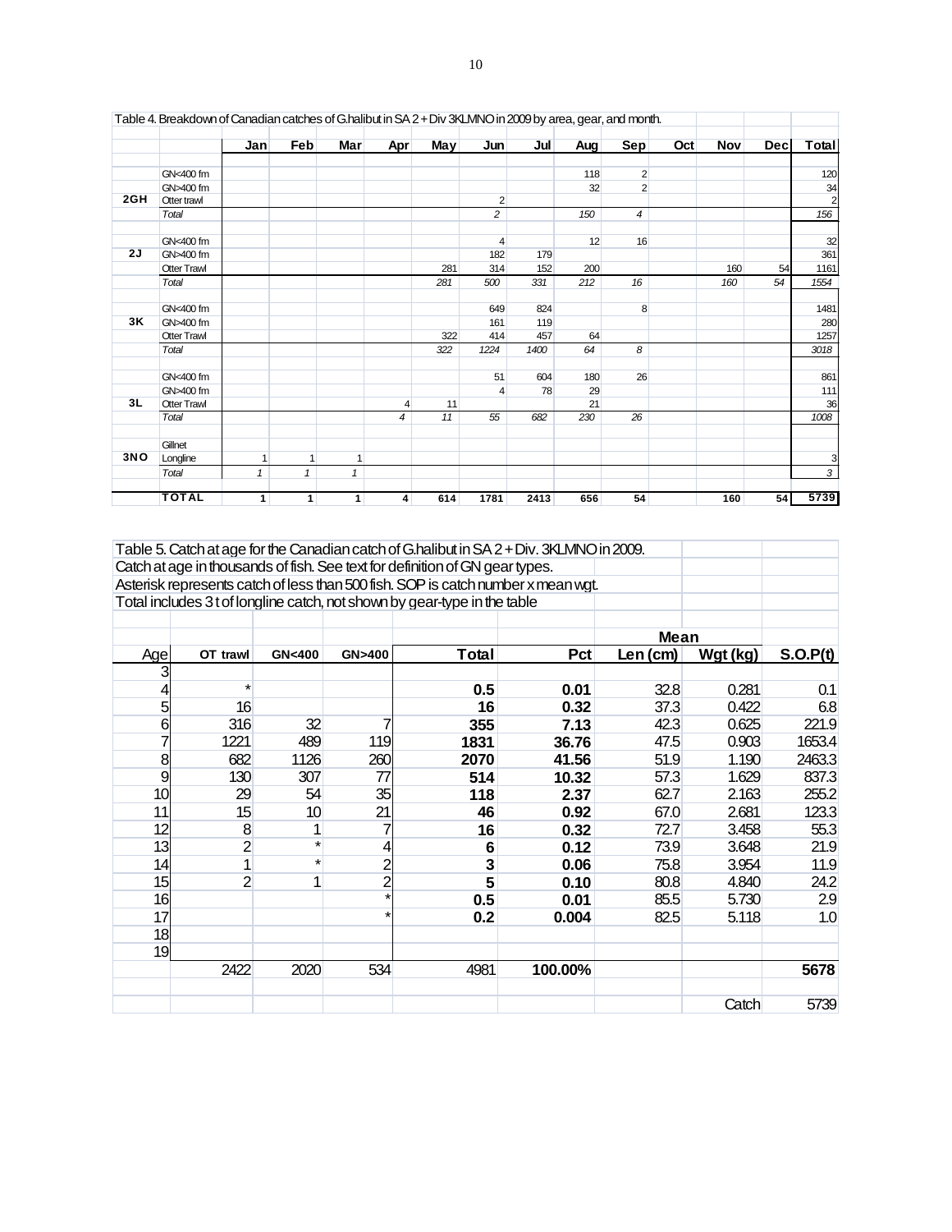Table 4. Breakdown of Canadian catches of G.halibut in SA 2 + Div 3KLMNO in 2009 by area, gear, and month.

| | | Jan | Feb | Mar | Apr | May | Jun | Jul | Aug | Sep | Oct | Nov | Dec | Total |
|---|---|---|---|---|---|---|---|---|---|---|---|---|---|---|
| 2GH | GN<400 fm | | | | | | | | 118 | 2 | | | | 120 |
| | GN>400 fm | | | | | | | | 32 | 2 | | | | 34 |
| | Otter trawl | | | | | | 2 | | | | | | | 2 |
| | *Total* | | | | | | *2* | | *150* | *4* | | | | *156* |
| 2J | GN<400 fm | | | | | | 4 | | 12 | 16 | | | | 32 |
| | GN>400 fm | | | | | | 182 | 179 | | | | | | 361 |
| | Otter Trawl | | | | | 281 | 314 | 152 | 200 | | | 160 | 54 | 1161 |
| | *Total* | | | | | *281* | *500* | *331* | *212* | *16* | | *160* | *54* | *1554* |
| 3K | GN<400 fm | | | | | | 649 | 824 | | 8 | | | | 1481 |
| | GN>400 fm | | | | | | 161 | 119 | | | | | | 280 |
| | Otter Trawl | | | | | 322 | 414 | 457 | 64 | | | | | 1257 |
| | *Total* | | | | | *322* | *1224* | *1400* | *64* | *8* | | | | *3018* |
| 3L | GN<400 fm | | | | | | 51 | 604 | 180 | 26 | | | | 861 |
| | GN>400 fm | | | | | | 4 | 78 | 29 | | | | | 111 |
| | Otter Trawl | | | | 4 | 11 | | | 21 | | | | | 36 |
| | *Total* | | | | *4* | *11* | *55* | *682* | *230* | *26* | | | | *1008* |
| 3NO | Gillnet | | | | | | | | | | | | | |
| | Longline | 1 | 1 | 1 | | | | | | | | | | 3 |
| | *Total* | *1* | *1* | *1* | | | | | | | | | | *3* |
| | **TOTAL** | **1** | **1** | **1** | **4** | **614** | **1781** | **2413** | **656** | **54** | | **160** | **54** | **5739** |

Table 5. Catch at age for the Canadian catch of G.halibut in SA 2 + Div. 3KLMNO in 2009.
Catch at age in thousands of fish. See text for definition of GN gear types.
Asterisk represents catch of less than 500 fish. SOP is catch number x mean wgt.
Total includes 3 t of longline catch, not shown by gear-type in the table

| | | | | | | Mean | | |
|---|---|---|---|---|---|---|---|---|
| Age | OT trawl | GN<400 | GN>400 | Total | Pct | Len (cm) | Wgt (kg) | S.O.P(t) |
| 3 | | | | | | | | |
| 4 | * | | | 0.5 | 0.01 | 32.8 | 0.281 | 0.1 |
| 5 | 16 | | | 16 | 0.32 | 37.3 | 0.422 | 6.8 |
| 6 | 316 | 32 | 7 | 355 | 7.13 | 42.3 | 0.625 | 221.9 |
| 7 | 1221 | 489 | 119 | 1831 | 36.76 | 47.5 | 0.903 | 1653.4 |
| 8 | 682 | 1126 | 260 | 2070 | 41.56 | 51.9 | 1.190 | 2463.3 |
| 9 | 130 | 307 | 77 | 514 | 10.32 | 57.3 | 1.629 | 837.3 |
| 10 | 29 | 54 | 35 | 118 | 2.37 | 62.7 | 2.163 | 255.2 |
| 11 | 15 | 10 | 21 | 46 | 0.92 | 67.0 | 2.681 | 123.3 |
| 12 | 8 | 1 | 7 | 16 | 0.32 | 72.7 | 3.458 | 55.3 |
| 13 | 2 | * | 4 | 6 | 0.12 | 73.9 | 3.648 | 21.9 |
| 14 | 1 | * | 2 | 3 | 0.06 | 75.8 | 3.954 | 11.9 |
| 15 | 2 | 1 | 2 | 5 | 0.10 | 80.8 | 4.840 | 24.2 |
| 16 | | | * | 0.5 | 0.01 | 85.5 | 5.730 | 2.9 |
| 17 | | | * | 0.2 | 0.004 | 82.5 | 5.118 | 1.0 |
| 18 | | | | | | | | |
| 19 | | | | | | | | |
| | 2422 | 2020 | 534 | 4981 | 100.00% | | | **5678** |
| | | | | | | | Catch | 5739 |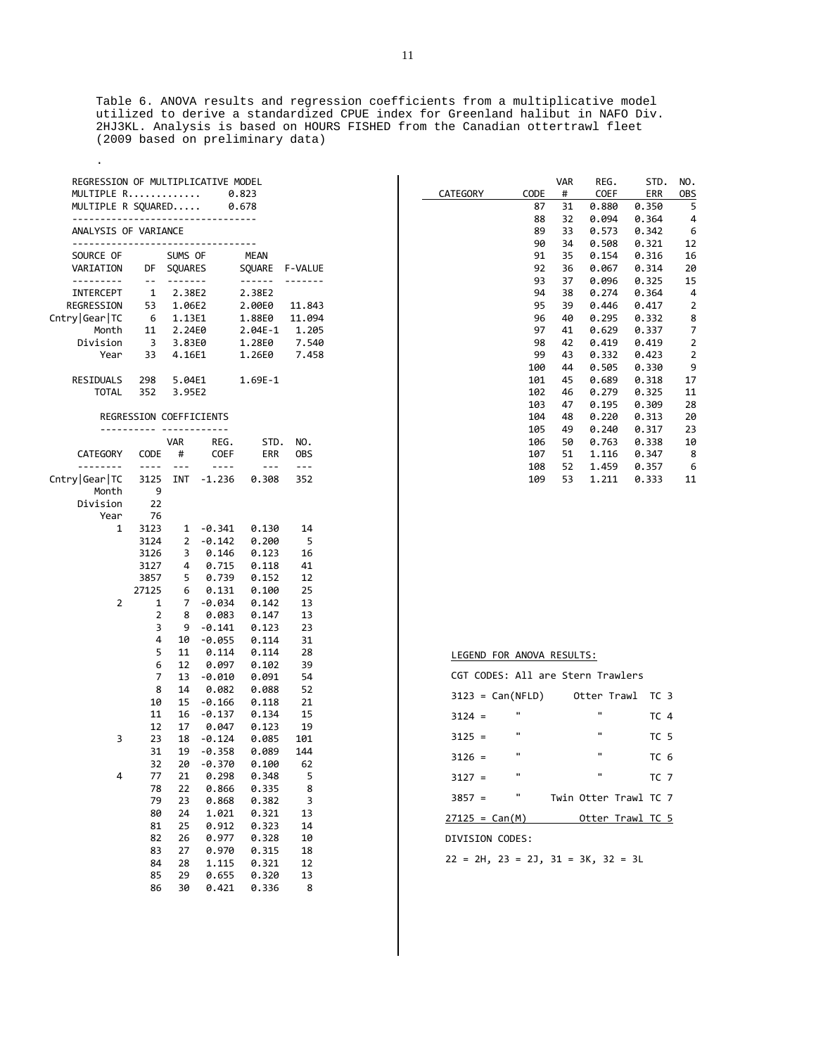Table 6. ANOVA results and regression coefficients from a multiplicative model utilized to derive a standardized CPUE index for Greenland halibut in NAFO Div. 2HJ3KL. Analysis is based on HOURS FISHED from the Canadian ottertrawl fleet (2009 based on preliminary data)

.

REGRESSION OF MULTIPLICATIVE MODEL

MULTIPLE R............ 0.823

MULTIPLE R SQUARED..... 0.678

ANALYSIS OF VARIANCE

| SOURCE OF VARIATION | DF | SUMS OF SQUARES | MEAN SQUARE | F-VALUE |
|---|---|---|---|---|
| INTERCEPT | 1 | 2.38E2 | 2.38E2 | |
| REGRESSION | 53 | 1.06E2 | 2.00E0 | 11.843 |
| Cntry\|Gear\|TC | 6 | 1.13E1 | 1.88E0 | 11.094 |
| Month | 11 | 2.24E0 | 2.04E-1 | 1.205 |
| Division | 3 | 3.83E0 | 1.28E0 | 7.540 |
| Year | 33 | 4.16E1 | 1.26E0 | 7.458 |
| RESIDUALS | 298 | 5.04E1 | 1.69E-1 | |
| TOTAL | 352 | 3.95E2 | | |

REGRESSION COEFFICIENTS

| CATEGORY | CODE | VAR # | REG. COEF | STD. ERR | NO. OBS |
|---|---|---|---|---|---|
| Cntry\|Gear\|TC | 3125 | INT | -1.236 | 0.308 | 352 |
| Month | 9 | | | | |
| Division | 22 | | | | |
| Year | 76 | | | | |
| 1 | 3123 | 1 | -0.341 | 0.130 | 14 |
| | 3124 | 2 | -0.142 | 0.200 | 5 |
| | 3126 | 3 | 0.146 | 0.123 | 16 |
| | 3127 | 4 | 0.715 | 0.118 | 41 |
| | 3857 | 5 | 0.739 | 0.152 | 12 |
| | 27125 | 6 | 0.131 | 0.100 | 25 |
| 2 | 1 | 7 | -0.034 | 0.142 | 13 |
| | 2 | 8 | 0.083 | 0.147 | 13 |
| | 3 | 9 | -0.141 | 0.123 | 23 |
| | 4 | 10 | -0.055 | 0.114 | 31 |
| | 5 | 11 | 0.114 | 0.114 | 28 |
| | 6 | 12 | 0.097 | 0.102 | 39 |
| | 7 | 13 | -0.010 | 0.091 | 54 |
| | 8 | 14 | 0.082 | 0.088 | 52 |
| | 10 | 15 | -0.166 | 0.118 | 21 |
| | 11 | 16 | -0.137 | 0.134 | 15 |
| | 12 | 17 | 0.047 | 0.123 | 19 |
| 3 | 23 | 18 | -0.124 | 0.085 | 101 |
| | 31 | 19 | -0.358 | 0.089 | 144 |
| | 32 | 20 | -0.370 | 0.100 | 62 |
| 4 | 77 | 21 | 0.298 | 0.348 | 5 |
| | 78 | 22 | 0.866 | 0.335 | 8 |
| | 79 | 23 | 0.868 | 0.382 | 3 |
| | 80 | 24 | 1.021 | 0.321 | 13 |
| | 81 | 25 | 0.912 | 0.323 | 14 |
| | 82 | 26 | 0.977 | 0.328 | 10 |
| | 83 | 27 | 0.970 | 0.315 | 18 |
| | 84 | 28 | 1.115 | 0.321 | 12 |
| | 85 | 29 | 0.655 | 0.320 | 13 |
| | 86 | 30 | 0.421 | 0.336 | 8 |
| | 87 | 31 | 0.880 | 0.350 | 5 |
| | 88 | 32 | 0.094 | 0.364 | 4 |
| | 89 | 33 | 0.573 | 0.342 | 6 |
| | 90 | 34 | 0.508 | 0.321 | 12 |
| | 91 | 35 | 0.154 | 0.316 | 16 |
| | 92 | 36 | 0.067 | 0.314 | 20 |
| | 93 | 37 | 0.096 | 0.325 | 15 |
| | 94 | 38 | 0.274 | 0.364 | 4 |
| | 95 | 39 | 0.446 | 0.417 | 2 |
| | 96 | 40 | 0.295 | 0.332 | 8 |
| | 97 | 41 | 0.629 | 0.337 | 7 |
| | 98 | 42 | 0.419 | 0.419 | 2 |
| | 99 | 43 | 0.332 | 0.423 | 2 |
| | 100 | 44 | 0.505 | 0.330 | 9 |
| | 101 | 45 | 0.689 | 0.318 | 17 |
| | 102 | 46 | 0.279 | 0.325 | 11 |
| | 103 | 47 | 0.195 | 0.309 | 28 |
| | 104 | 48 | 0.220 | 0.313 | 20 |
| | 105 | 49 | 0.240 | 0.317 | 23 |
| | 106 | 50 | 0.763 | 0.338 | 10 |
| | 107 | 51 | 1.116 | 0.347 | 8 |
| | 108 | 52 | 1.459 | 0.357 | 6 |
| | 109 | 53 | 1.211 | 0.333 | 11 |

LEGEND FOR ANOVA RESULTS:

CGT CODES: All are Stern Trawlers

3123 = Can(NFLD) Otter Trawl TC 3

3124 = " " TC 4

3125 = " " TC 5

3126 = " " TC 6

3127 = " " TC 7

3857 = " Twin Otter Trawl TC 7

27125 = Can(M) Otter Trawl TC 5

DIVISION CODES:

22 = 2H, 23 = 2J, 31 = 3K, 32 = 3L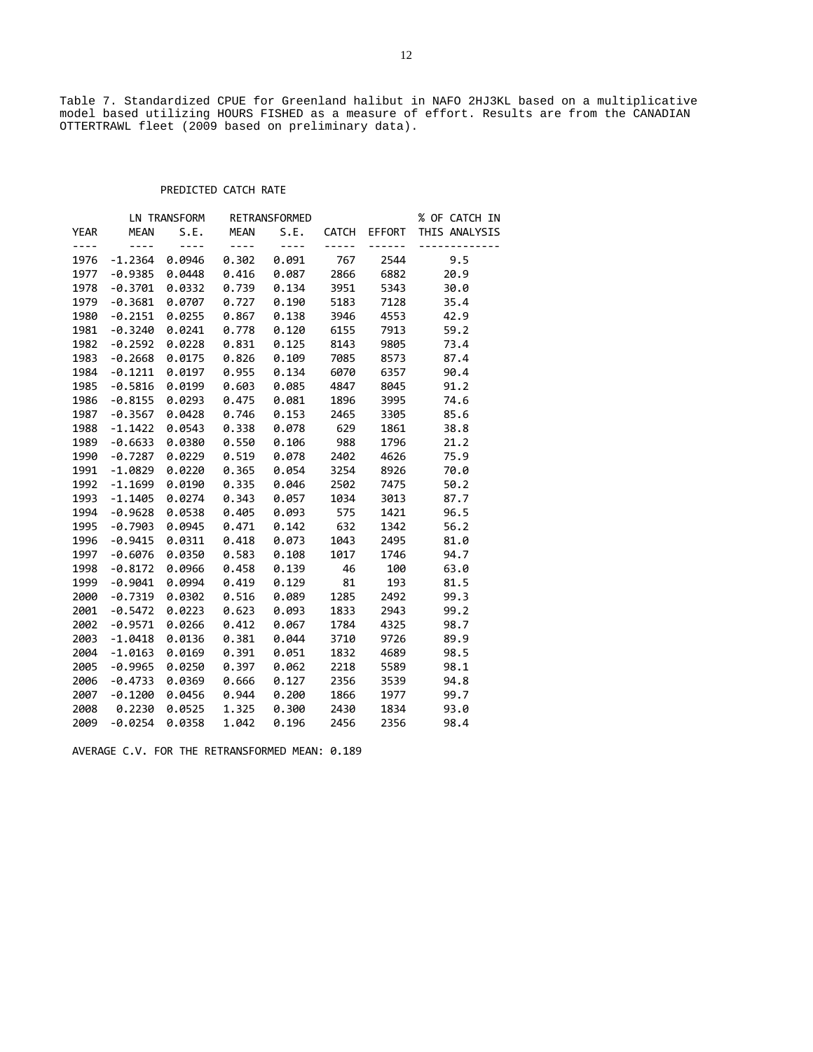Table 7. Standardized CPUE for Greenland halibut in NAFO 2HJ3KL based on a multiplicative model based utilizing HOURS FISHED as a measure of effort. Results are from the CANADIAN OTTERTRAWL fleet (2009 based on preliminary data).

PREDICTED CATCH RATE

| | LN TRANSFORM | | RETRANSFORMED | | | | % OF CATCH IN |
|---|---|---|---|---|---|---|---|
| YEAR | MEAN | S.E. | MEAN | S.E. | CATCH | EFFORT | THIS ANALYSIS |
| 1976 | -1.2364 | 0.0946 | 0.302 | 0.091 | 767 | 2544 | 9.5 |
| 1977 | -0.9385 | 0.0448 | 0.416 | 0.087 | 2866 | 6882 | 20.9 |
| 1978 | -0.3701 | 0.0332 | 0.739 | 0.134 | 3951 | 5343 | 30.0 |
| 1979 | -0.3681 | 0.0707 | 0.727 | 0.190 | 5183 | 7128 | 35.4 |
| 1980 | -0.2151 | 0.0255 | 0.867 | 0.138 | 3946 | 4553 | 42.9 |
| 1981 | -0.3240 | 0.0241 | 0.778 | 0.120 | 6155 | 7913 | 59.2 |
| 1982 | -0.2592 | 0.0228 | 0.831 | 0.125 | 8143 | 9805 | 73.4 |
| 1983 | -0.2668 | 0.0175 | 0.826 | 0.109 | 7085 | 8573 | 87.4 |
| 1984 | -0.1211 | 0.0197 | 0.955 | 0.134 | 6070 | 6357 | 90.4 |
| 1985 | -0.5816 | 0.0199 | 0.603 | 0.085 | 4847 | 8045 | 91.2 |
| 1986 | -0.8155 | 0.0293 | 0.475 | 0.081 | 1896 | 3995 | 74.6 |
| 1987 | -0.3567 | 0.0428 | 0.746 | 0.153 | 2465 | 3305 | 85.6 |
| 1988 | -1.1422 | 0.0543 | 0.338 | 0.078 | 629 | 1861 | 38.8 |
| 1989 | -0.6633 | 0.0380 | 0.550 | 0.106 | 988 | 1796 | 21.2 |
| 1990 | -0.7287 | 0.0229 | 0.519 | 0.078 | 2402 | 4626 | 75.9 |
| 1991 | -1.0829 | 0.0220 | 0.365 | 0.054 | 3254 | 8926 | 70.0 |
| 1992 | -1.1699 | 0.0190 | 0.335 | 0.046 | 2502 | 7475 | 50.2 |
| 1993 | -1.1405 | 0.0274 | 0.343 | 0.057 | 1034 | 3013 | 87.7 |
| 1994 | -0.9628 | 0.0538 | 0.405 | 0.093 | 575 | 1421 | 96.5 |
| 1995 | -0.7903 | 0.0945 | 0.471 | 0.142 | 632 | 1342 | 56.2 |
| 1996 | -0.9415 | 0.0311 | 0.418 | 0.073 | 1043 | 2495 | 81.0 |
| 1997 | -0.6076 | 0.0350 | 0.583 | 0.108 | 1017 | 1746 | 94.7 |
| 1998 | -0.8172 | 0.0966 | 0.458 | 0.139 | 46 | 100 | 63.0 |
| 1999 | -0.9041 | 0.0994 | 0.419 | 0.129 | 81 | 193 | 81.5 |
| 2000 | -0.7319 | 0.0302 | 0.516 | 0.089 | 1285 | 2492 | 99.3 |
| 2001 | -0.5472 | 0.0223 | 0.623 | 0.093 | 1833 | 2943 | 99.2 |
| 2002 | -0.9571 | 0.0266 | 0.412 | 0.067 | 1784 | 4325 | 98.7 |
| 2003 | -1.0418 | 0.0136 | 0.381 | 0.044 | 3710 | 9726 | 89.9 |
| 2004 | -1.0163 | 0.0169 | 0.391 | 0.051 | 1832 | 4689 | 98.5 |
| 2005 | -0.9965 | 0.0250 | 0.397 | 0.062 | 2218 | 5589 | 98.1 |
| 2006 | -0.4733 | 0.0369 | 0.666 | 0.127 | 2356 | 3539 | 94.8 |
| 2007 | -0.1200 | 0.0456 | 0.944 | 0.200 | 1866 | 1977 | 99.7 |
| 2008 | 0.2230 | 0.0525 | 1.325 | 0.300 | 2430 | 1834 | 93.0 |
| 2009 | -0.0254 | 0.0358 | 1.042 | 0.196 | 2456 | 2356 | 98.4 |

AVERAGE C.V. FOR THE RETRANSFORMED MEAN: 0.189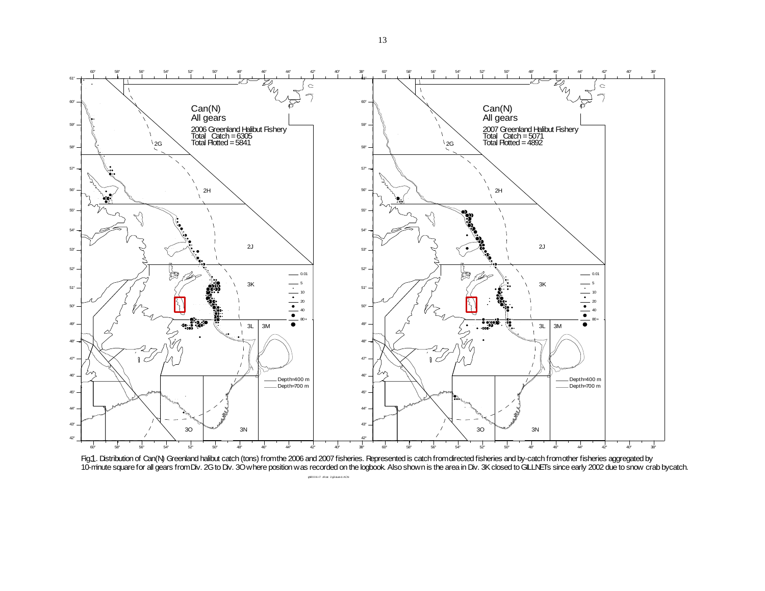Fig1. Distribution of Can(N) Greenland halibut catch (tons) from the 2006 and 2007 fisheries. Represented is catch from directed fisheries and by-catch from other fisheries aggregated by 10-minute square for all gears from Div. 2G to Div. 3O where position was recorded on the logbook. Also shown is the area in Div. 3K closed to GILLNETs since early 2002 due to snow crab bycatch.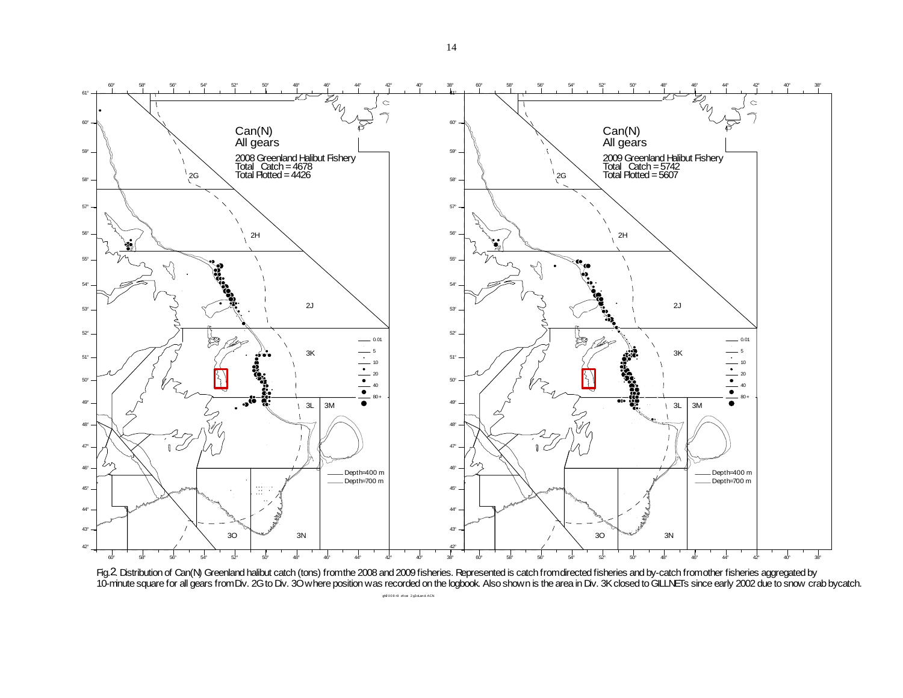Can(N)
All gears

2008 Greenland Halibut Fishery
Total Catch = 4678
Total Plotted = 4426

Can(N)
All gears

2009 Greenland Halibut Fishery
Total Catch = 5742
Total Plotted = 5607

Fig.2. Distribution of Can(N) Greenland halibut catch (tons) from the 2008 and 2009 fisheries. Represented is catch from directed fisheries and by-catch from other fisheries aggregated by 10-minute square for all gears from Div. 2G to Div. 3O where position was recorded on the logbook. Also shown is the area in Div. 3K closed to GILLNETs since early 2002 due to snow crab bycatch.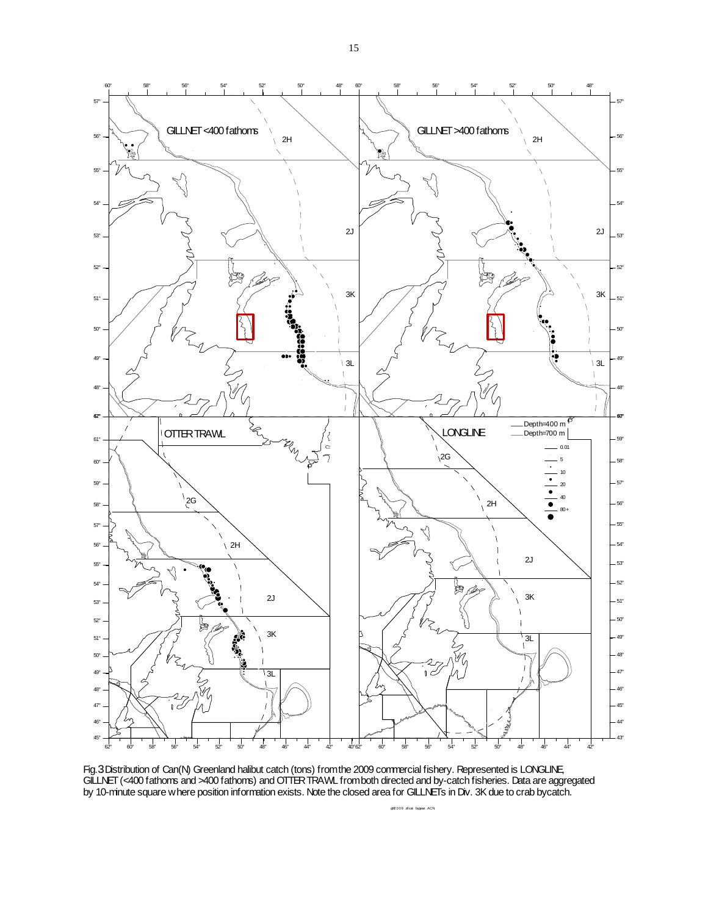Fig. 3 Distribution of Can(N) Greenland halibut catch (tons) from the 2009 commercial fishery. Represented is LONGLINE, GILLNET (<400 fathoms and >400 fathoms) and OTTER TRAWL from both directed and by-catch fisheries. Data are aggregated by 10-minute square where position information exists. Note the closed area for GILLNETs in Div. 3K due to crab bycatch.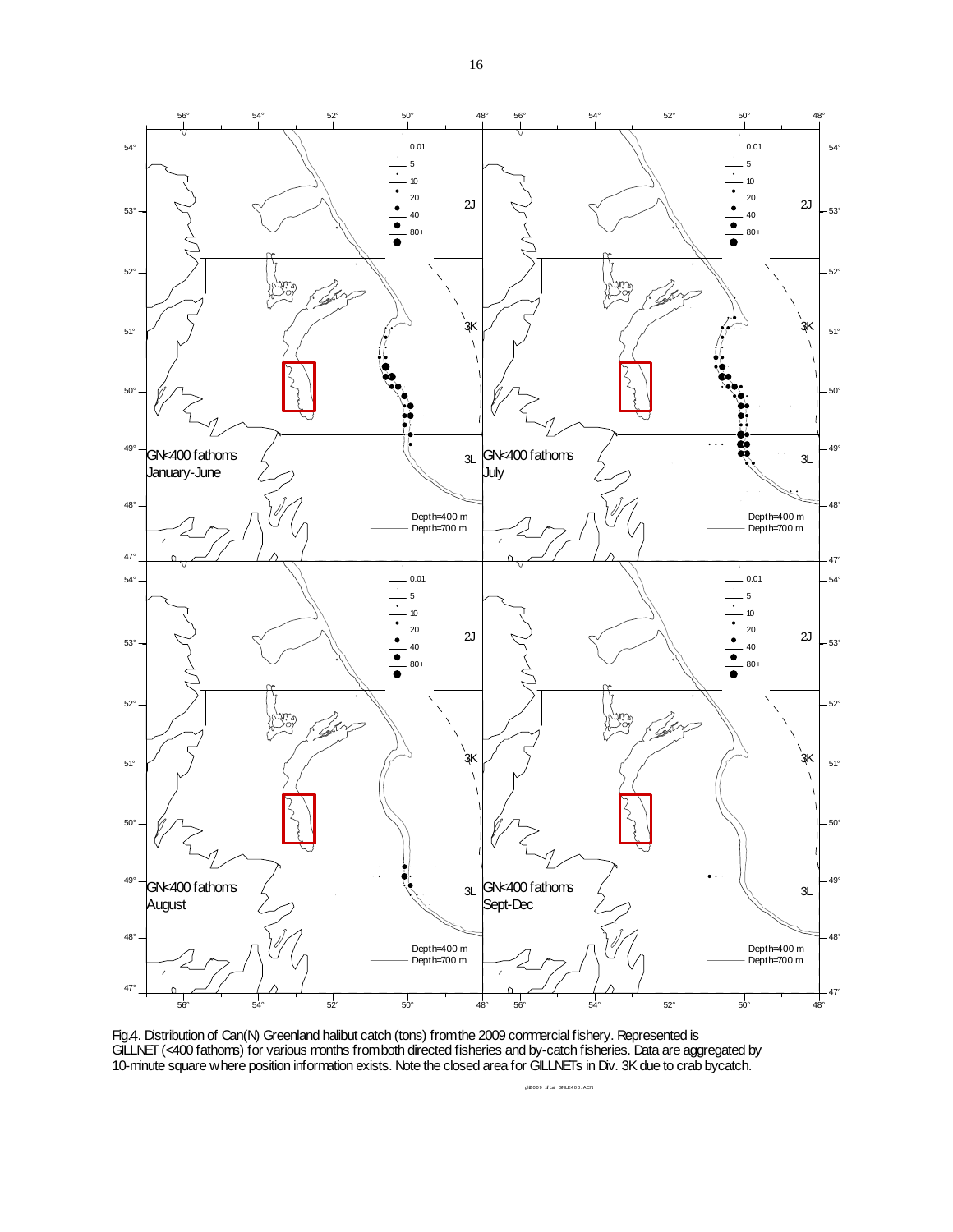Fig.4. Distribution of Can(N) Greenland halibut catch (tons) from the 2009 commercial fishery. Represented is GILLNET (<400 fathoms) for various months from both directed fisheries and by-catch fisheries. Data are aggregated by 10-minute square where position information exists. Note the closed area for GILLNETs in Div. 3K due to crab bycatch.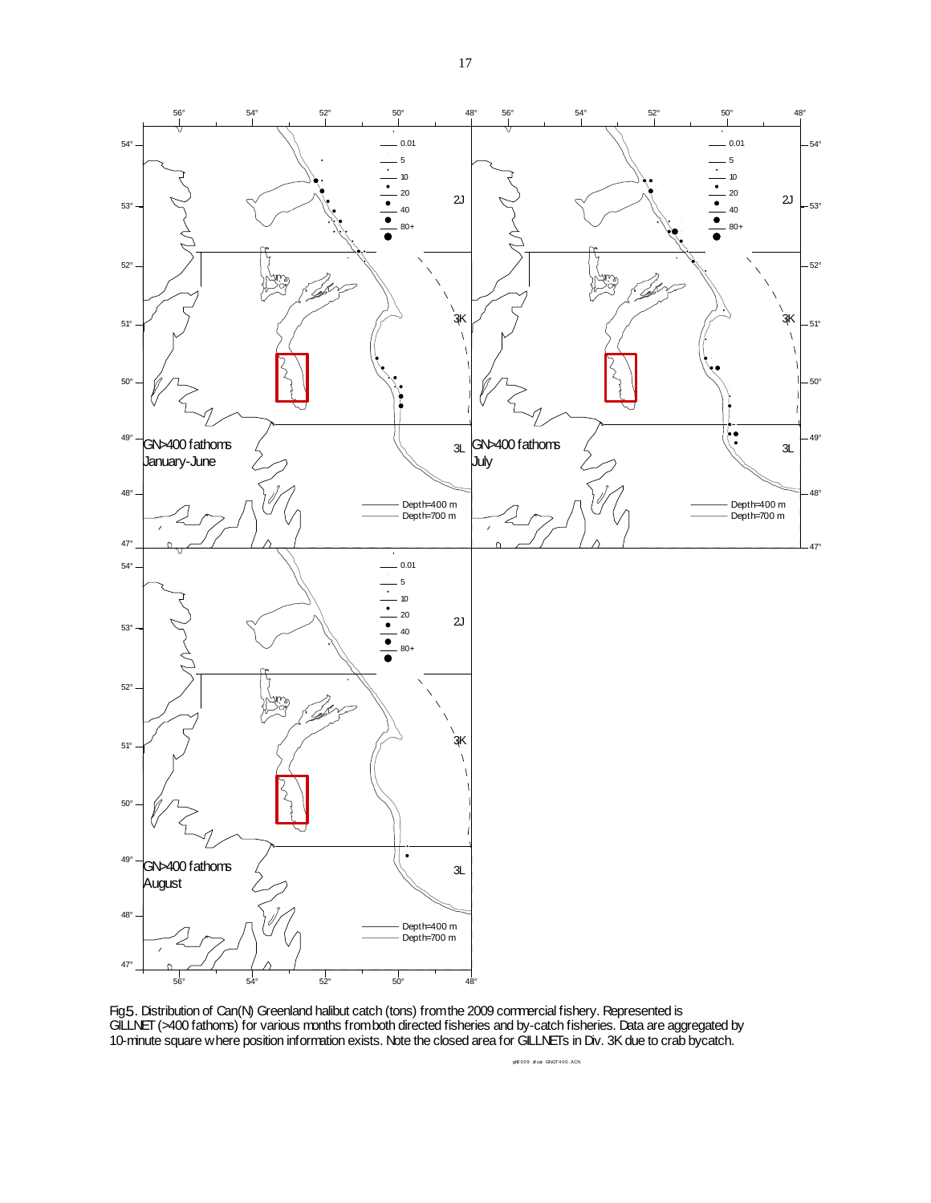Fig5. Distribution of Can(N) Greenland halibut catch (tons) from the 2009 commercial fishery. Represented is GILLNET (>400 fathoms) for various months from both directed fisheries and by-catch fisheries. Data are aggregated by 10-minute square where position information exists. Note the closed area for GILLNETs in Div. 3K due to crab bycatch.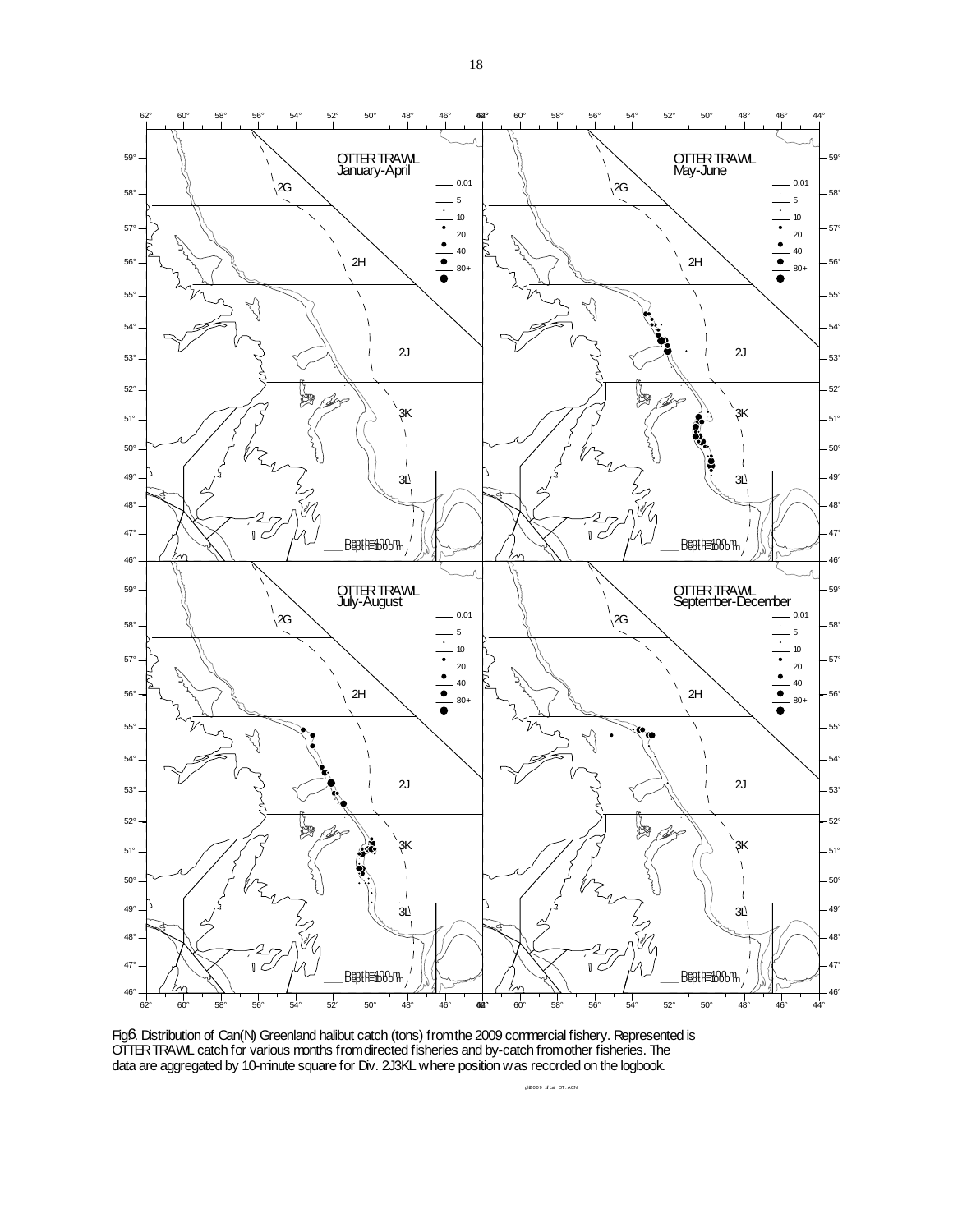Fig6. Distribution of Can(N) Greenland halibut catch (tons) from the 2009 commercial fishery. Represented is OTTER TRAWL catch for various months from directed fisheries and by-catch from other fisheries. The data are aggregated by 10-minute square for Div. 2J3KL where position was recorded on the logbook.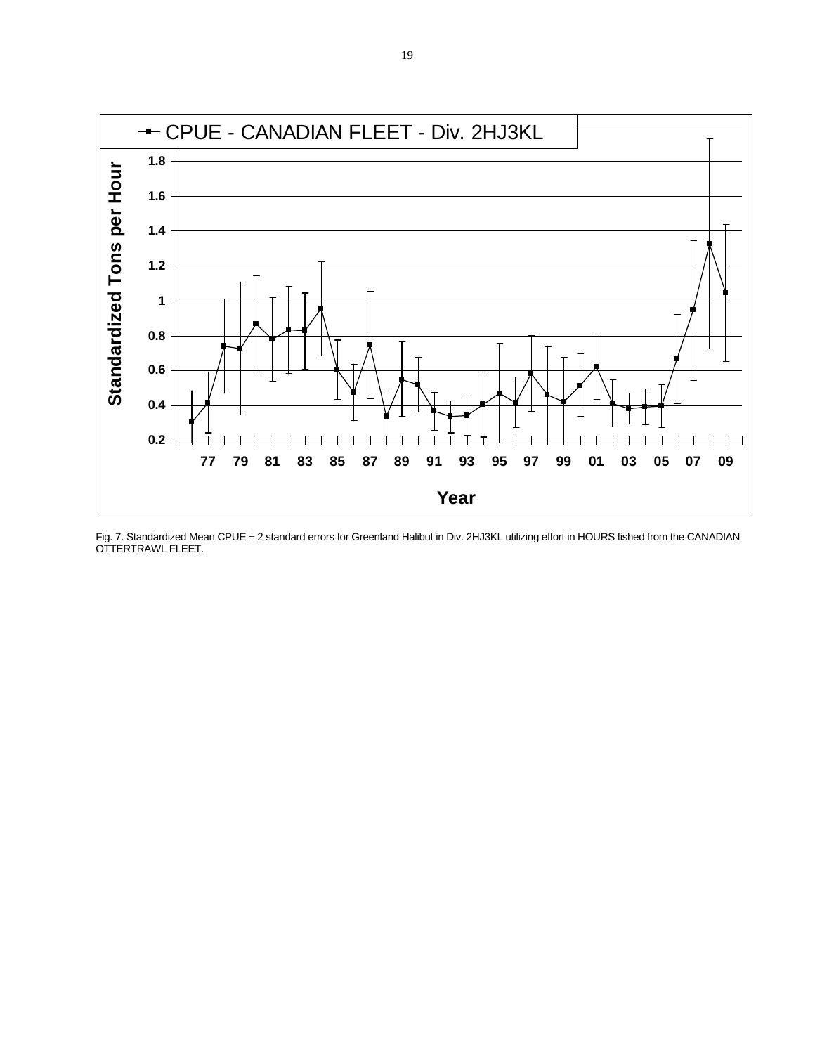CPUE - CANADIAN FLEET - Div. 2HJ3KL

Standardized Tons per Hour

1.8
1.6
1.4
1.2
1
0.8
0.6
0.4
0.2

77 79 81 83 85 87 89 91 93 95 97 99 01 03 05 07 09

Year

Fig. 7. Standardized Mean CPUE ± 2 standard errors for Greenland Halibut in Div. 2HJ3KL utilizing effort in HOURS fished from the CANADIAN OTTERTRAWL FLEET.